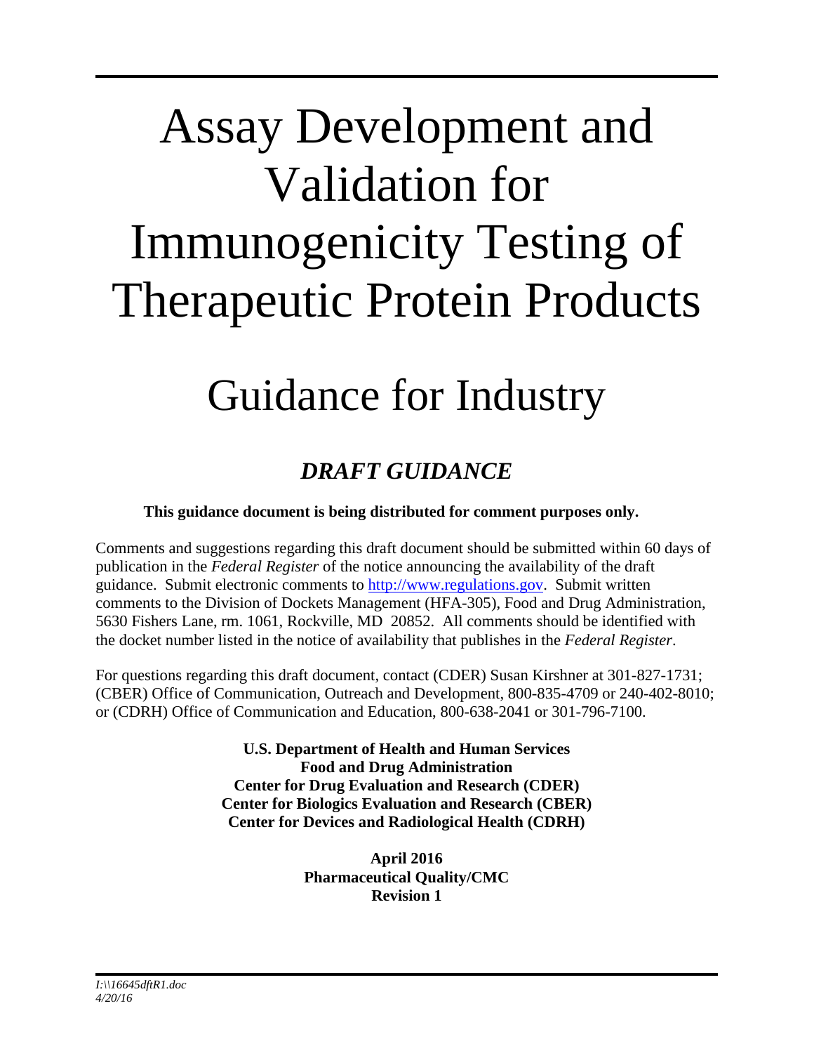# Assay Development and Validation for Immunogenicity Testing of Therapeutic Protein Products

# Guidance for Industry

## *DRAFT GUIDANCE*

**This guidance document is being distributed for comment purposes only.**

Comments and suggestions regarding this draft document should be submitted within 60 days of publication in the *Federal Register* of the notice announcing the availability of the draft guidance. Submit electronic comments to http://www.regulations.gov. Submit written comments to the Division of Dockets Management (HFA-305), Food and Drug Administration, 5630 Fishers Lane, rm. 1061, Rockville, MD 20852. All comments should be identified with the docket number listed in the notice of availability that publishes in the *Federal Register*.

For questions regarding this draft document, contact (CDER) Susan Kirshner at 301-827-1731; (CBER) Office of Communication, Outreach and Development, 800-835-4709 or 240-402-8010; or (CDRH) Office of Communication and Education, 800-638-2041 or 301-796-7100.

**U.S. Department of Health and Human Services**
**Food and Drug Administration**
**Center for Drug Evaluation and Research (CDER)**
**Center for Biologics Evaluation and Research (CBER)**
**Center for Devices and Radiological Health (CDRH)**

**April 2016**
**Pharmaceutical Quality/CMC**
**Revision 1**

*I:\\16645dftR1.doc*
*4/20/16*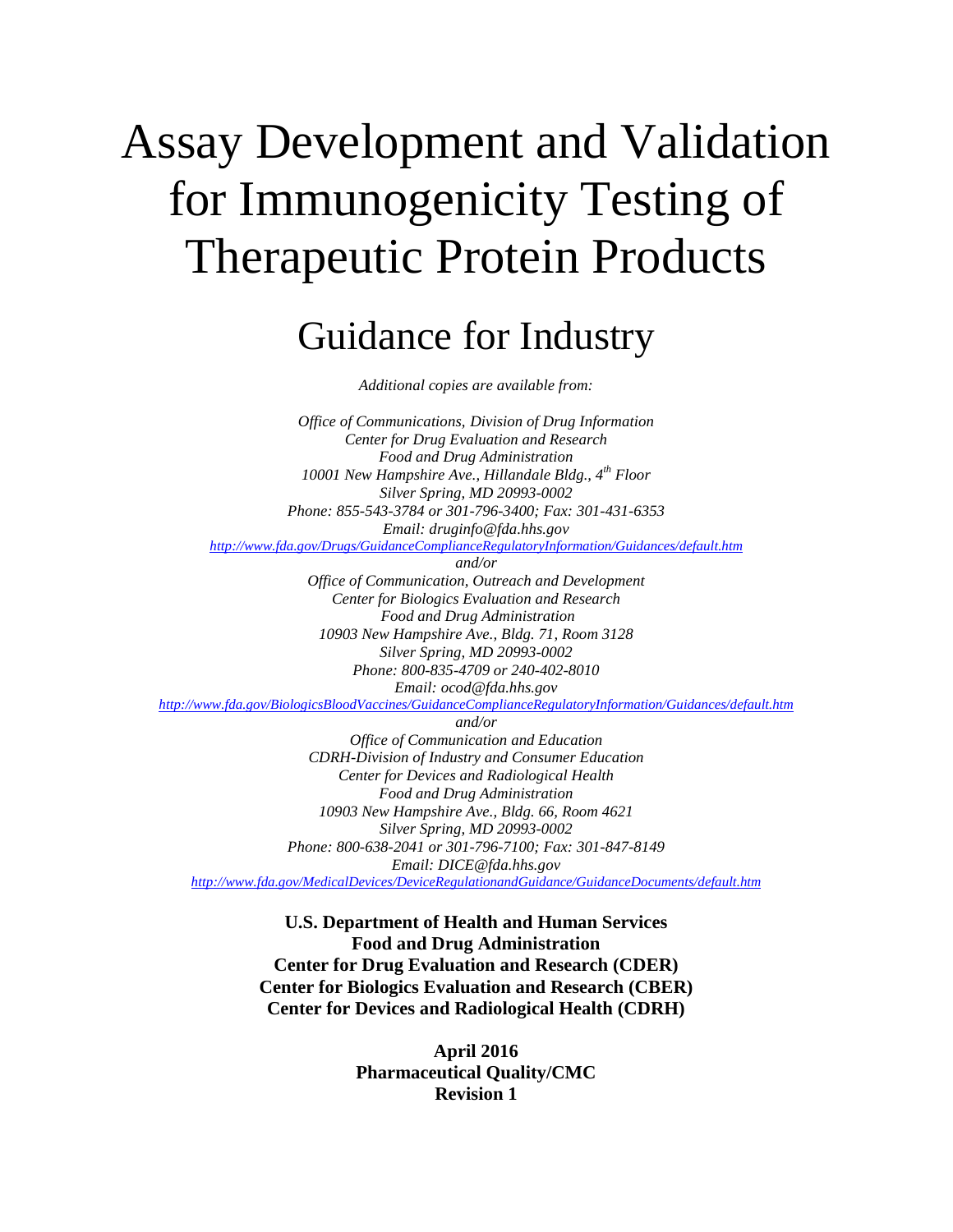# Assay Development and Validation for Immunogenicity Testing of Therapeutic Protein Products

## Guidance for Industry

*Additional copies are available from:*

*Office of Communications, Division of Drug Information*
*Center for Drug Evaluation and Research*
*Food and Drug Administration*
*10001 New Hampshire Ave., Hillandale Bldg., 4th Floor*
*Silver Spring, MD 20993-0002*
*Phone: 855-543-3784 or 301-796-3400; Fax: 301-431-6353*
*Email: druginfo@fda.hhs.gov*
*http://www.fda.gov/Drugs/GuidanceComplianceRegulatoryInformation/Guidances/default.htm*

*and/or*

*Office of Communication, Outreach and Development*
*Center for Biologics Evaluation and Research*
*Food and Drug Administration*
*10903 New Hampshire Ave., Bldg. 71, Room 3128*
*Silver Spring, MD 20993-0002*
*Phone: 800-835-4709 or 240-402-8010*
*Email: ocod@fda.hhs.gov*
*http://www.fda.gov/BiologicsBloodVaccines/GuidanceComplianceRegulatoryInformation/Guidances/default.htm*

*and/or*

*Office of Communication and Education*
*CDRH-Division of Industry and Consumer Education*
*Center for Devices and Radiological Health*
*Food and Drug Administration*
*10903 New Hampshire Ave., Bldg. 66, Room 4621*
*Silver Spring, MD 20993-0002*
*Phone: 800-638-2041 or 301-796-7100; Fax: 301-847-8149*
*Email: DICE@fda.hhs.gov*
*http://www.fda.gov/MedicalDevices/DeviceRegulationandGuidance/GuidanceDocuments/default.htm*

**U.S. Department of Health and Human Services**
**Food and Drug Administration**
**Center for Drug Evaluation and Research (CDER)**
**Center for Biologics Evaluation and Research (CBER)**
**Center for Devices and Radiological Health (CDRH)**

**April 2016**
**Pharmaceutical Quality/CMC**
**Revision 1**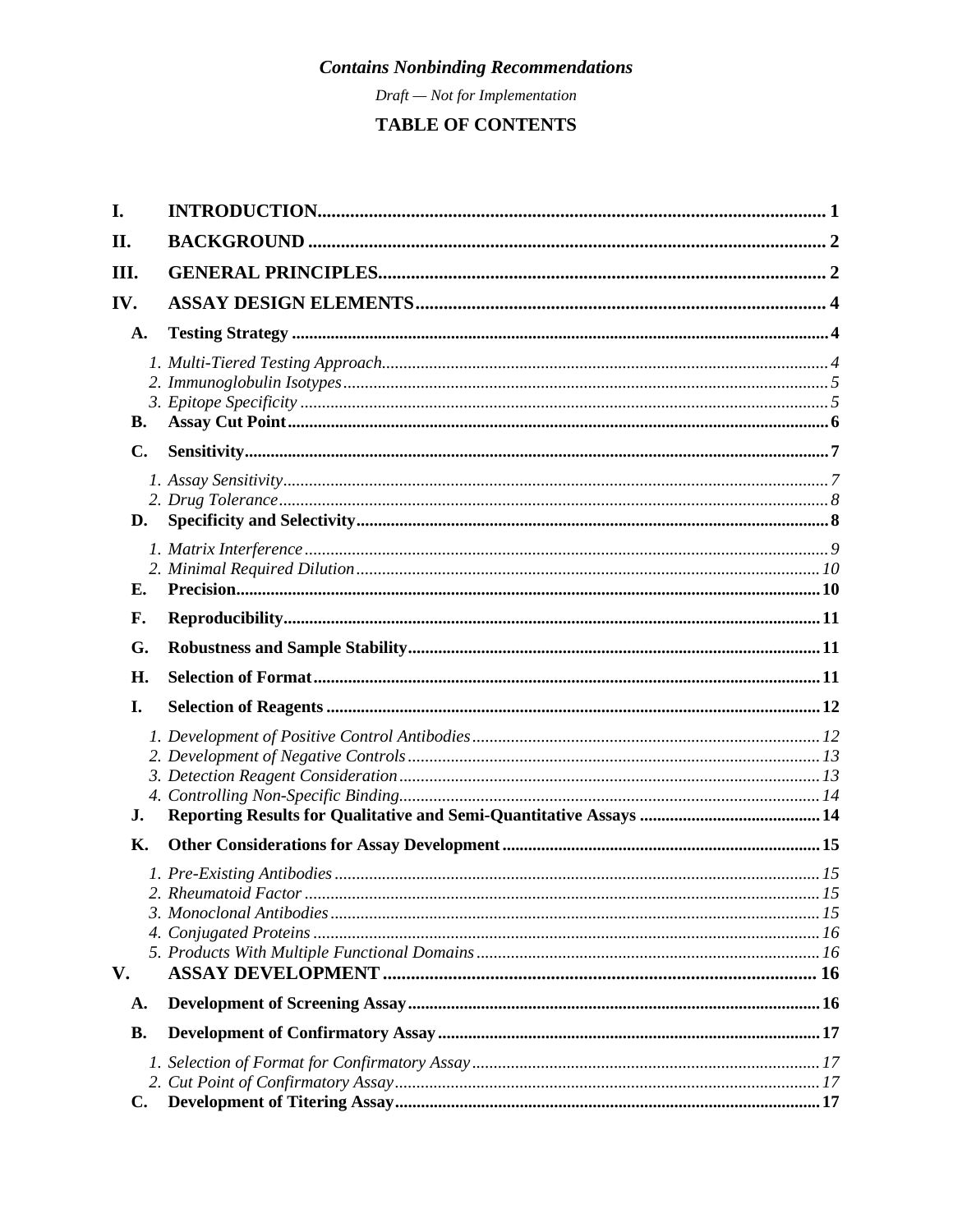*Contains Nonbinding Recommendations*

*Draft — Not for Implementation*

# TABLE OF CONTENTS

**I. INTRODUCTION** ..... 1

**II. BACKGROUND** ..... 2

**III. GENERAL PRINCIPLES** ..... 2

**IV. ASSAY DESIGN ELEMENTS** ..... 4

- **A. Testing Strategy** ..... 4
  - *1. Multi-Tiered Testing Approach* ..... 4
  - *2. Immunoglobulin Isotypes* ..... 5
  - *3. Epitope Specificity* ..... 5
- **B. Assay Cut Point** ..... 6
- **C. Sensitivity** ..... 7
  - *1. Assay Sensitivity* ..... 7
  - *2. Drug Tolerance* ..... 8
- **D. Specificity and Selectivity** ..... 8
  - *1. Matrix Interference* ..... 9
  - *2. Minimal Required Dilution* ..... 10
- **E. Precision** ..... 10
- **F. Reproducibility** ..... 11
- **G. Robustness and Sample Stability** ..... 11
- **H. Selection of Format** ..... 11
- **I. Selection of Reagents** ..... 12
  - *1. Development of Positive Control Antibodies* ..... 12
  - *2. Development of Negative Controls* ..... 13
  - *3. Detection Reagent Consideration* ..... 13
  - *4. Controlling Non-Specific Binding* ..... 14
- **J. Reporting Results for Qualitative and Semi-Quantitative Assays** ..... 14
- **K. Other Considerations for Assay Development** ..... 15
  - *1. Pre-Existing Antibodies* ..... 15
  - *2. Rheumatoid Factor* ..... 15
  - *3. Monoclonal Antibodies* ..... 15
  - *4. Conjugated Proteins* ..... 16
  - *5. Products With Multiple Functional Domains* ..... 16

**V. ASSAY DEVELOPMENT** ..... 16

- **A. Development of Screening Assay** ..... 16
- **B. Development of Confirmatory Assay** ..... 17
  - *1. Selection of Format for Confirmatory Assay* ..... 17
  - *2. Cut Point of Confirmatory Assay* ..... 17
- **C. Development of Titering Assay** ..... 17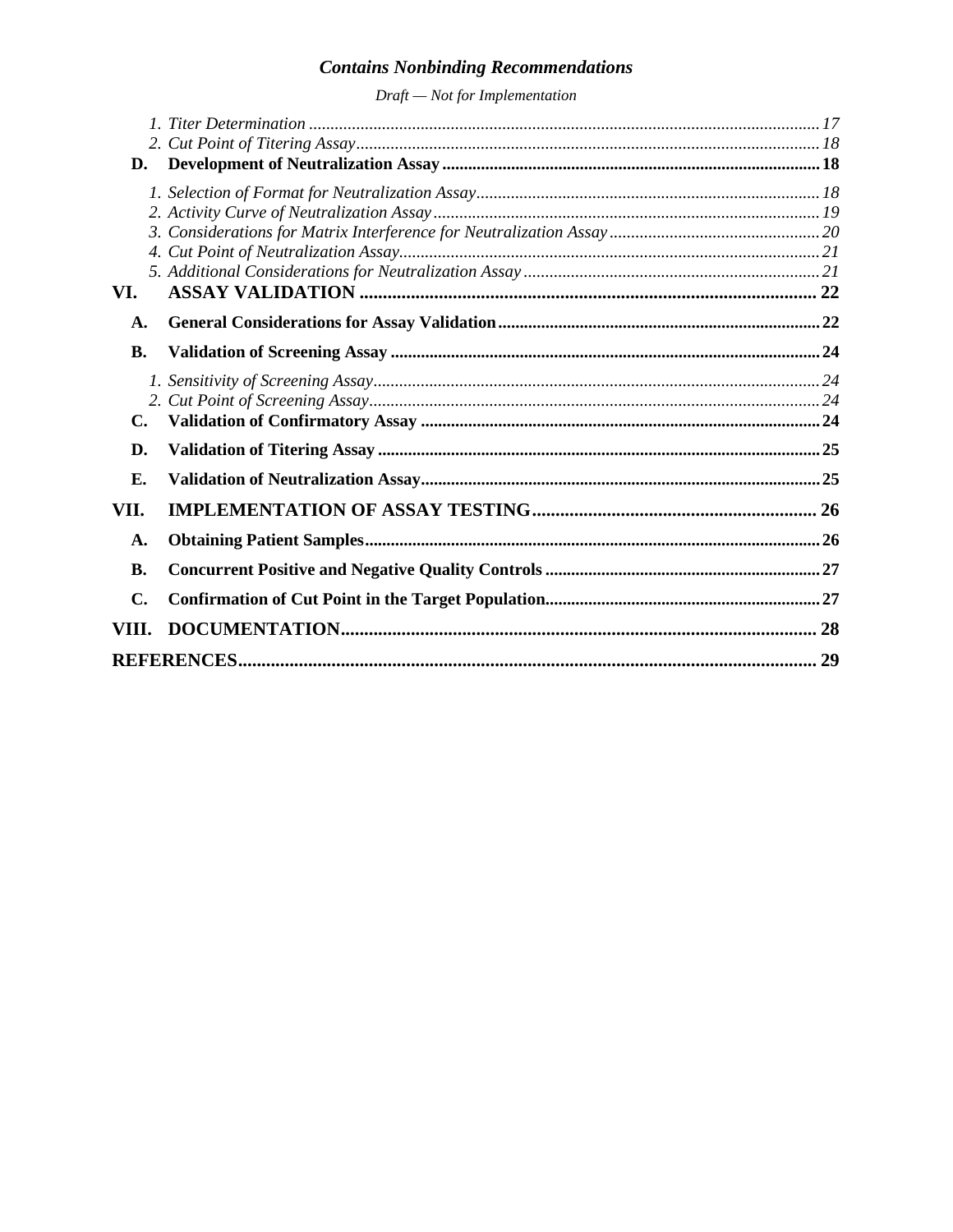*1. Titer Determination* ..................... 17
*2. Cut Point of Titering Assay* ..................... 18

**D. Development of Neutralization Assay** ..................... 18

*1. Selection of Format for Neutralization Assay* ..................... 18
*2. Activity Curve of Neutralization Assay* ..................... 19
*3. Considerations for Matrix Interference for Neutralization Assay* ..................... 20
*4. Cut Point of Neutralization Assay* ..................... 21
*5. Additional Considerations for Neutralization Assay* ..................... 21

**VI. ASSAY VALIDATION** ..................... 22

**A. General Considerations for Assay Validation** ..................... 22

**B. Validation of Screening Assay** ..................... 24

*1. Sensitivity of Screening Assay* ..................... 24
*2. Cut Point of Screening Assay* ..................... 24

**C. Validation of Confirmatory Assay** ..................... 24

**D. Validation of Titering Assay** ..................... 25

**E. Validation of Neutralization Assay** ..................... 25

**VII. IMPLEMENTATION OF ASSAY TESTING** ..................... 26

**A. Obtaining Patient Samples** ..................... 26

**B. Concurrent Positive and Negative Quality Controls** ..................... 27

**C. Confirmation of Cut Point in the Target Population** ..................... 27

**VIII. DOCUMENTATION** ..................... 28

**REFERENCES** ..................... 29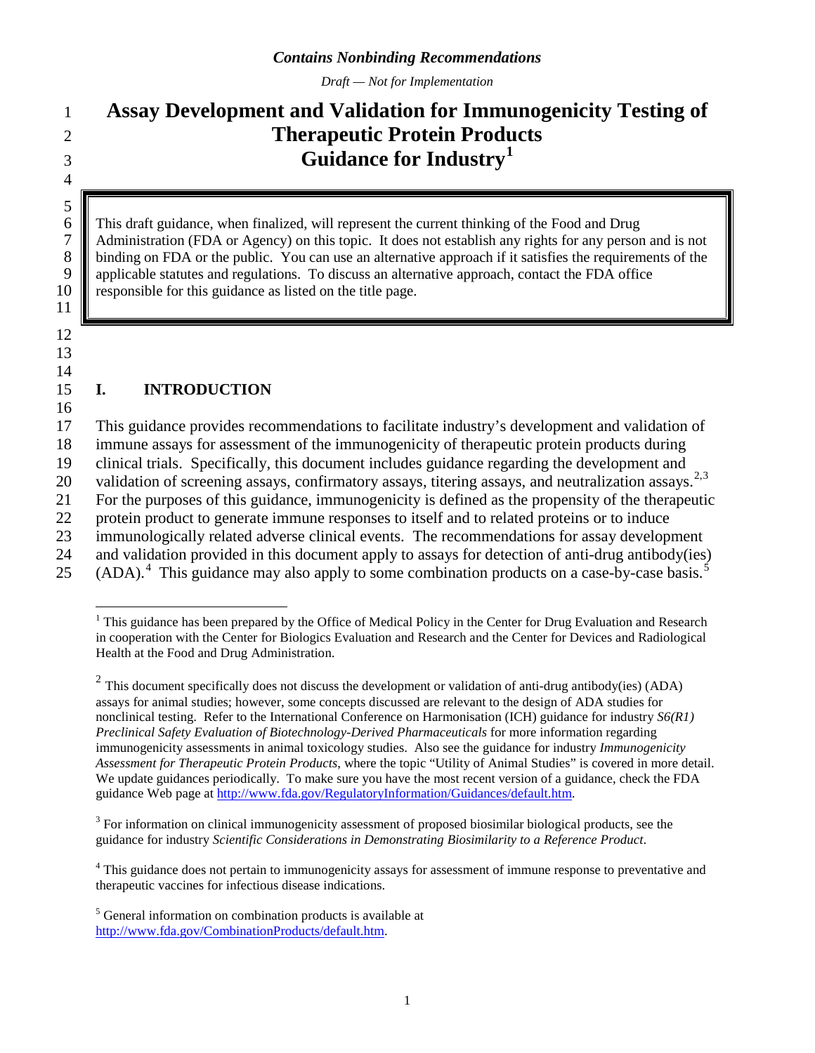*Contains Nonbinding Recommendations*

*Draft — Not for Implementation*

# Assay Development and Validation for Immunogenicity Testing of Therapeutic Protein Products Guidance for Industry[1]

This draft guidance, when finalized, will represent the current thinking of the Food and Drug Administration (FDA or Agency) on this topic. It does not establish any rights for any person and is not binding on FDA or the public. You can use an alternative approach if it satisfies the requirements of the applicable statutes and regulations. To discuss an alternative approach, contact the FDA office responsible for this guidance as listed on the title page.

## I. INTRODUCTION

This guidance provides recommendations to facilitate industry's development and validation of immune assays for assessment of the immunogenicity of therapeutic protein products during clinical trials. Specifically, this document includes guidance regarding the development and validation of screening assays, confirmatory assays, titering assays, and neutralization assays.[2,3] For the purposes of this guidance, immunogenicity is defined as the propensity of the therapeutic protein product to generate immune responses to itself and to related proteins or to induce immunologically related adverse clinical events. The recommendations for assay development and validation provided in this document apply to assays for detection of anti-drug antibody(ies) (ADA).[4] This guidance may also apply to some combination products on a case-by-case basis.[5]

---

[1] This guidance has been prepared by the Office of Medical Policy in the Center for Drug Evaluation and Research in cooperation with the Center for Biologics Evaluation and Research and the Center for Devices and Radiological Health at the Food and Drug Administration.

[2] This document specifically does not discuss the development or validation of anti-drug antibody(ies) (ADA) assays for animal studies; however, some concepts discussed are relevant to the design of ADA studies for nonclinical testing. Refer to the International Conference on Harmonisation (ICH) guidance for industry *S6(R1) Preclinical Safety Evaluation of Biotechnology-Derived Pharmaceuticals* for more information regarding immunogenicity assessments in animal toxicology studies. Also see the guidance for industry *Immunogenicity Assessment for Therapeutic Protein Products*, where the topic "Utility of Animal Studies" is covered in more detail. We update guidances periodically. To make sure you have the most recent version of a guidance, check the FDA guidance Web page at http://www.fda.gov/RegulatoryInformation/Guidances/default.htm.

[3] For information on clinical immunogenicity assessment of proposed biosimilar biological products, see the guidance for industry *Scientific Considerations in Demonstrating Biosimilarity to a Reference Product*.

[4] This guidance does not pertain to immunogenicity assays for assessment of immune response to preventative and therapeutic vaccines for infectious disease indications.

[5] General information on combination products is available at http://www.fda.gov/CombinationProducts/default.htm.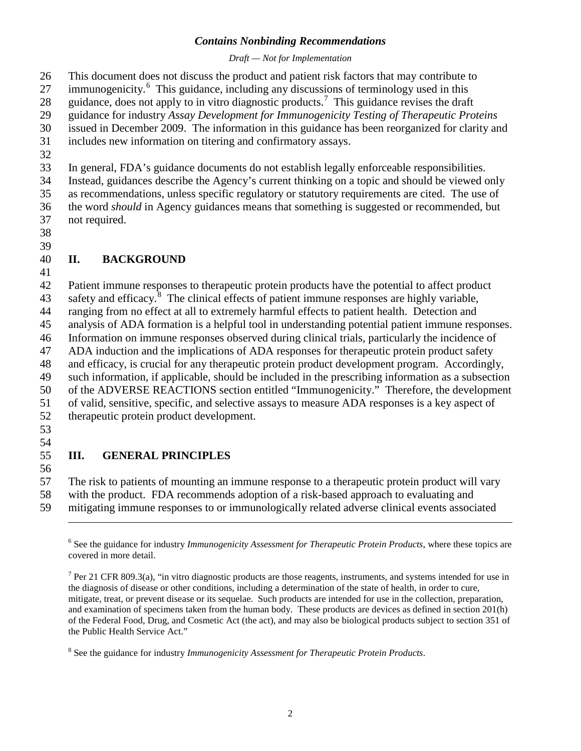This document does not discuss the product and patient risk factors that may contribute to immunogenicity.[6] This guidance, including any discussions of terminology used in this guidance, does not apply to in vitro diagnostic products.[7] This guidance revises the draft guidance for industry *Assay Development for Immunogenicity Testing of Therapeutic Proteins* issued in December 2009. The information in this guidance has been reorganized for clarity and includes new information on titering and confirmatory assays.

In general, FDA's guidance documents do not establish legally enforceable responsibilities. Instead, guidances describe the Agency's current thinking on a topic and should be viewed only as recommendations, unless specific regulatory or statutory requirements are cited. The use of the word *should* in Agency guidances means that something is suggested or recommended, but not required.

## II. BACKGROUND

Patient immune responses to therapeutic protein products have the potential to affect product safety and efficacy.[8] The clinical effects of patient immune responses are highly variable, ranging from no effect at all to extremely harmful effects to patient health. Detection and analysis of ADA formation is a helpful tool in understanding potential patient immune responses. Information on immune responses observed during clinical trials, particularly the incidence of ADA induction and the implications of ADA responses for therapeutic protein product safety and efficacy, is crucial for any therapeutic protein product development program. Accordingly, such information, if applicable, should be included in the prescribing information as a subsection of the ADVERSE REACTIONS section entitled "Immunogenicity." Therefore, the development of valid, sensitive, specific, and selective assays to measure ADA responses is a key aspect of therapeutic protein product development.

## III. GENERAL PRINCIPLES

The risk to patients of mounting an immune response to a therapeutic protein product will vary with the product. FDA recommends adoption of a risk-based approach to evaluating and mitigating immune responses to or immunologically related adverse clinical events associated

---

[6] See the guidance for industry *Immunogenicity Assessment for Therapeutic Protein Products*, where these topics are covered in more detail.

[7] Per 21 CFR 809.3(a), "in vitro diagnostic products are those reagents, instruments, and systems intended for use in the diagnosis of disease or other conditions, including a determination of the state of health, in order to cure, mitigate, treat, or prevent disease or its sequelae. Such products are intended for use in the collection, preparation, and examination of specimens taken from the human body. These products are devices as defined in section 201(h) of the Federal Food, Drug, and Cosmetic Act (the act), and may also be biological products subject to section 351 of the Public Health Service Act."

[8] See the guidance for industry *Immunogenicity Assessment for Therapeutic Protein Products*.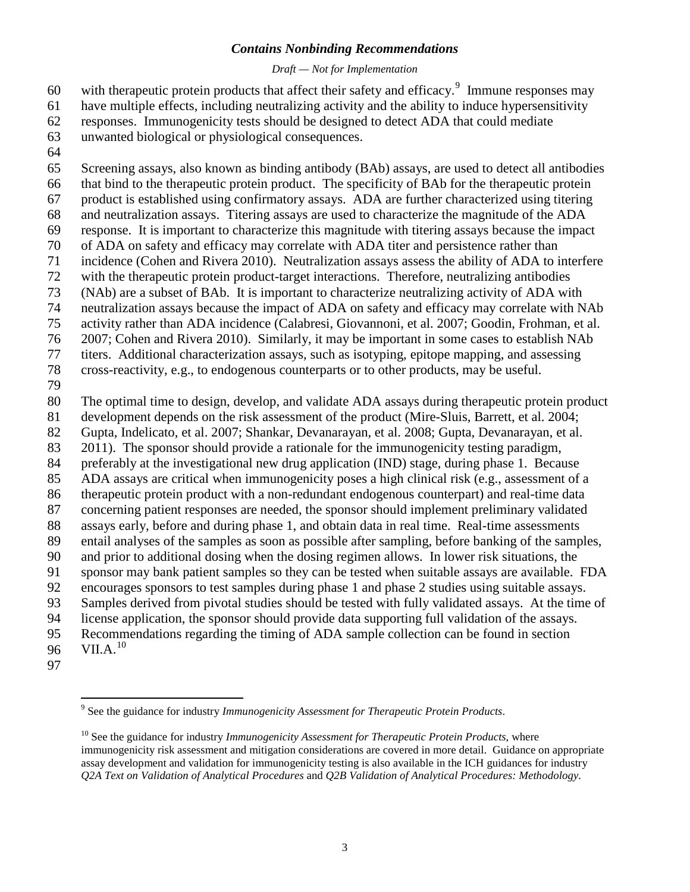with therapeutic protein products that affect their safety and efficacy.[9] Immune responses may have multiple effects, including neutralizing activity and the ability to induce hypersensitivity responses. Immunogenicity tests should be designed to detect ADA that could mediate unwanted biological or physiological consequences.

Screening assays, also known as binding antibody (BAb) assays, are used to detect all antibodies that bind to the therapeutic protein product. The specificity of BAb for the therapeutic protein product is established using confirmatory assays. ADA are further characterized using titering and neutralization assays. Titering assays are used to characterize the magnitude of the ADA response. It is important to characterize this magnitude with titering assays because the impact of ADA on safety and efficacy may correlate with ADA titer and persistence rather than incidence (Cohen and Rivera 2010). Neutralization assays assess the ability of ADA to interfere with the therapeutic protein product-target interactions. Therefore, neutralizing antibodies (NAb) are a subset of BAb. It is important to characterize neutralizing activity of ADA with neutralization assays because the impact of ADA on safety and efficacy may correlate with NAb activity rather than ADA incidence (Calabresi, Giovannoni, et al. 2007; Goodin, Frohman, et al. 2007; Cohen and Rivera 2010). Similarly, it may be important in some cases to establish NAb titers. Additional characterization assays, such as isotyping, epitope mapping, and assessing cross-reactivity, e.g., to endogenous counterparts or to other products, may be useful.

The optimal time to design, develop, and validate ADA assays during therapeutic protein product development depends on the risk assessment of the product (Mire-Sluis, Barrett, et al. 2004; Gupta, Indelicato, et al. 2007; Shankar, Devanarayan, et al. 2008; Gupta, Devanarayan, et al. 2011). The sponsor should provide a rationale for the immunogenicity testing paradigm, preferably at the investigational new drug application (IND) stage, during phase 1. Because ADA assays are critical when immunogenicity poses a high clinical risk (e.g., assessment of a therapeutic protein product with a non-redundant endogenous counterpart) and real-time data concerning patient responses are needed, the sponsor should implement preliminary validated assays early, before and during phase 1, and obtain data in real time. Real-time assessments entail analyses of the samples as soon as possible after sampling, before banking of the samples, and prior to additional dosing when the dosing regimen allows. In lower risk situations, the sponsor may bank patient samples so they can be tested when suitable assays are available. FDA encourages sponsors to test samples during phase 1 and phase 2 studies using suitable assays. Samples derived from pivotal studies should be tested with fully validated assays. At the time of license application, the sponsor should provide data supporting full validation of the assays. Recommendations regarding the timing of ADA sample collection can be found in section VII.A.[10]

---

[9] See the guidance for industry *Immunogenicity Assessment for Therapeutic Protein Products*.

[10] See the guidance for industry *Immunogenicity Assessment for Therapeutic Protein Products*, where immunogenicity risk assessment and mitigation considerations are covered in more detail. Guidance on appropriate assay development and validation for immunogenicity testing is also available in the ICH guidances for industry *Q2A Text on Validation of Analytical Procedures* and *Q2B Validation of Analytical Procedures: Methodology*.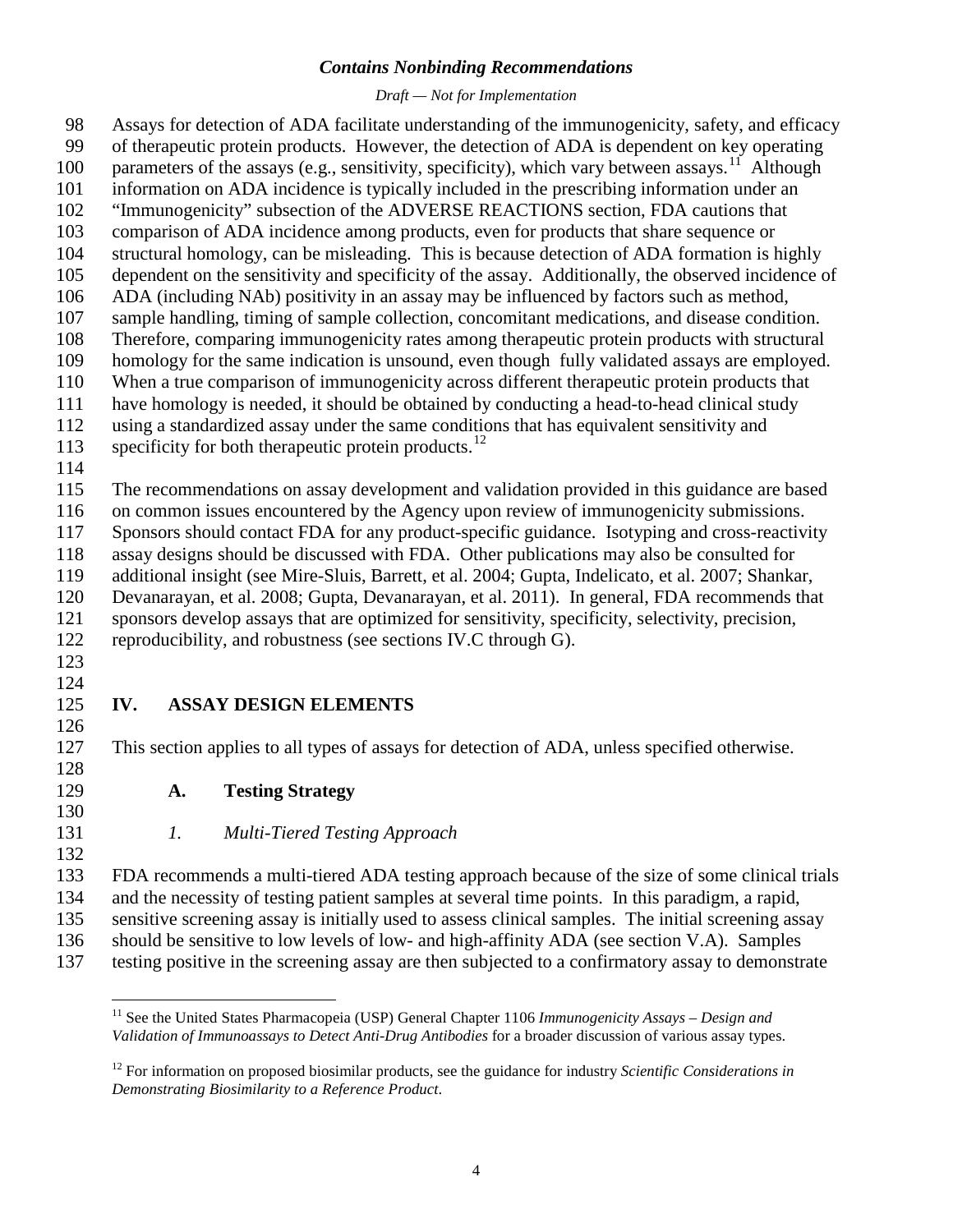Assays for detection of ADA facilitate understanding of the immunogenicity, safety, and efficacy of therapeutic protein products. However, the detection of ADA is dependent on key operating parameters of the assays (e.g., sensitivity, specificity), which vary between assays.[11] Although information on ADA incidence is typically included in the prescribing information under an "Immunogenicity" subsection of the ADVERSE REACTIONS section, FDA cautions that comparison of ADA incidence among products, even for products that share sequence or structural homology, can be misleading. This is because detection of ADA formation is highly dependent on the sensitivity and specificity of the assay. Additionally, the observed incidence of ADA (including NAb) positivity in an assay may be influenced by factors such as method, sample handling, timing of sample collection, concomitant medications, and disease condition. Therefore, comparing immunogenicity rates among therapeutic protein products with structural homology for the same indication is unsound, even though fully validated assays are employed. When a true comparison of immunogenicity across different therapeutic protein products that have homology is needed, it should be obtained by conducting a head-to-head clinical study using a standardized assay under the same conditions that has equivalent sensitivity and specificity for both therapeutic protein products.[12]

The recommendations on assay development and validation provided in this guidance are based on common issues encountered by the Agency upon review of immunogenicity submissions. Sponsors should contact FDA for any product-specific guidance. Isotyping and cross-reactivity assay designs should be discussed with FDA. Other publications may also be consulted for additional insight (see Mire-Sluis, Barrett, et al. 2004; Gupta, Indelicato, et al. 2007; Shankar, Devanarayan, et al. 2008; Gupta, Devanarayan, et al. 2011). In general, FDA recommends that sponsors develop assays that are optimized for sensitivity, specificity, selectivity, precision, reproducibility, and robustness (see sections IV.C through G).

# IV. ASSAY DESIGN ELEMENTS

This section applies to all types of assays for detection of ADA, unless specified otherwise.

## A. Testing Strategy

### *1. Multi-Tiered Testing Approach*

FDA recommends a multi-tiered ADA testing approach because of the size of some clinical trials and the necessity of testing patient samples at several time points. In this paradigm, a rapid, sensitive screening assay is initially used to assess clinical samples. The initial screening assay should be sensitive to low levels of low- and high-affinity ADA (see section V.A). Samples testing positive in the screening assay are then subjected to a confirmatory assay to demonstrate

---

[11] See the United States Pharmacopeia (USP) General Chapter 1106 *Immunogenicity Assays – Design and Validation of Immunoassays to Detect Anti-Drug Antibodies* for a broader discussion of various assay types.

[12] For information on proposed biosimilar products, see the guidance for industry *Scientific Considerations in Demonstrating Biosimilarity to a Reference Product*.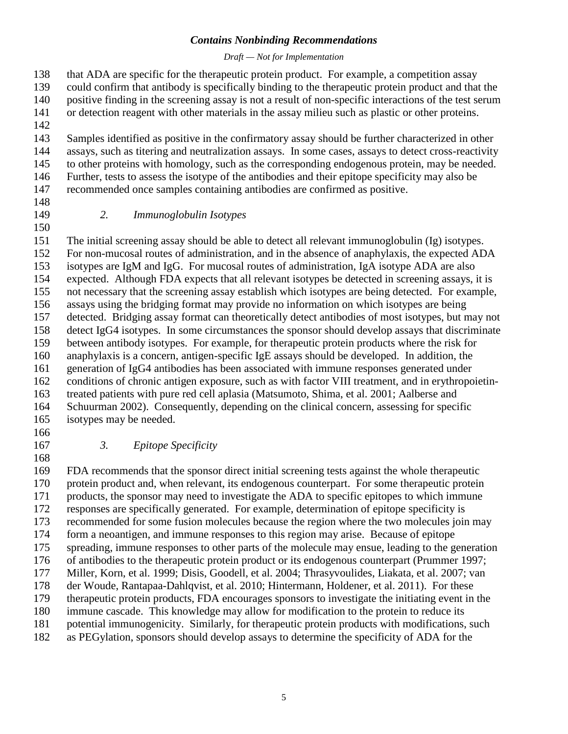that ADA are specific for the therapeutic protein product. For example, a competition assay could confirm that antibody is specifically binding to the therapeutic protein product and that the positive finding in the screening assay is not a result of non-specific interactions of the test serum or detection reagent with other materials in the assay milieu such as plastic or other proteins.

Samples identified as positive in the confirmatory assay should be further characterized in other assays, such as titering and neutralization assays. In some cases, assays to detect cross-reactivity to other proteins with homology, such as the corresponding endogenous protein, may be needed. Further, tests to assess the isotype of the antibodies and their epitope specificity may also be recommended once samples containing antibodies are confirmed as positive.

### *2. Immunoglobulin Isotypes*

The initial screening assay should be able to detect all relevant immunoglobulin (Ig) isotypes. For non-mucosal routes of administration, and in the absence of anaphylaxis, the expected ADA isotypes are IgM and IgG. For mucosal routes of administration, IgA isotype ADA are also expected. Although FDA expects that all relevant isotypes be detected in screening assays, it is not necessary that the screening assay establish which isotypes are being detected. For example, assays using the bridging format may provide no information on which isotypes are being detected. Bridging assay format can theoretically detect antibodies of most isotypes, but may not detect IgG4 isotypes. In some circumstances the sponsor should develop assays that discriminate between antibody isotypes. For example, for therapeutic protein products where the risk for anaphylaxis is a concern, antigen-specific IgE assays should be developed. In addition, the generation of IgG4 antibodies has been associated with immune responses generated under conditions of chronic antigen exposure, such as with factor VIII treatment, and in erythropoietin-treated patients with pure red cell aplasia (Matsumoto, Shima, et al. 2001; Aalberse and Schuurman 2002). Consequently, depending on the clinical concern, assessing for specific isotypes may be needed.

### *3. Epitope Specificity*

FDA recommends that the sponsor direct initial screening tests against the whole therapeutic protein product and, when relevant, its endogenous counterpart. For some therapeutic protein products, the sponsor may need to investigate the ADA to specific epitopes to which immune responses are specifically generated. For example, determination of epitope specificity is recommended for some fusion molecules because the region where the two molecules join may form a neoantigen, and immune responses to this region may arise. Because of epitope spreading, immune responses to other parts of the molecule may ensue, leading to the generation of antibodies to the therapeutic protein product or its endogenous counterpart (Prummer 1997; Miller, Korn, et al. 1999; Disis, Goodell, et al. 2004; Thrasyvoulides, Liakata, et al. 2007; van der Woude, Rantapaa-Dahlqvist, et al. 2010; Hintermann, Holdener, et al. 2011). For these therapeutic protein products, FDA encourages sponsors to investigate the initiating event in the immune cascade. This knowledge may allow for modification to the protein to reduce its potential immunogenicity. Similarly, for therapeutic protein products with modifications, such as PEGylation, sponsors should develop assays to determine the specificity of ADA for the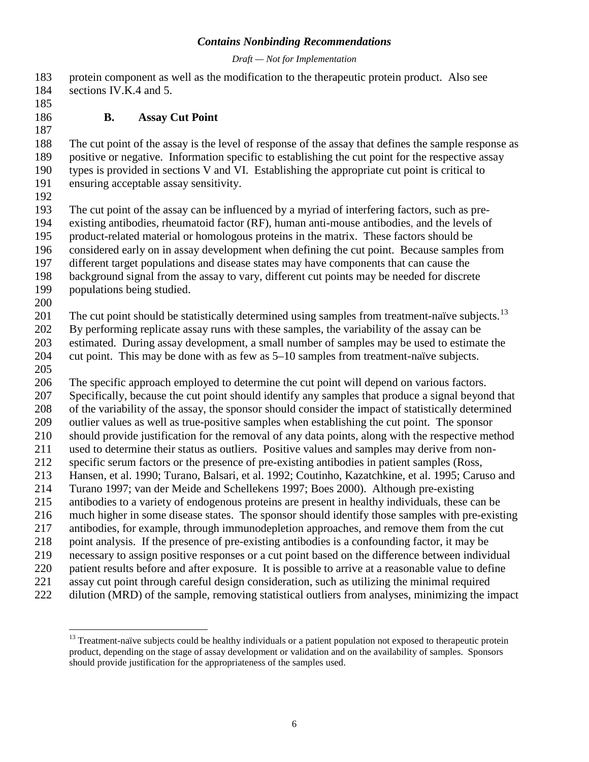protein component as well as the modification to the therapeutic protein product. Also see sections IV.K.4 and 5.

### B. Assay Cut Point

The cut point of the assay is the level of response of the assay that defines the sample response as positive or negative. Information specific to establishing the cut point for the respective assay types is provided in sections V and VI. Establishing the appropriate cut point is critical to ensuring acceptable assay sensitivity.

The cut point of the assay can be influenced by a myriad of interfering factors, such as pre-existing antibodies, rheumatoid factor (RF), human anti-mouse antibodies, and the levels of product-related material or homologous proteins in the matrix. These factors should be considered early on in assay development when defining the cut point. Because samples from different target populations and disease states may have components that can cause the background signal from the assay to vary, different cut points may be needed for discrete populations being studied.

The cut point should be statistically determined using samples from treatment-naïve subjects.[13] By performing replicate assay runs with these samples, the variability of the assay can be estimated. During assay development, a small number of samples may be used to estimate the cut point. This may be done with as few as 5–10 samples from treatment-naïve subjects.

The specific approach employed to determine the cut point will depend on various factors. Specifically, because the cut point should identify any samples that produce a signal beyond that of the variability of the assay, the sponsor should consider the impact of statistically determined outlier values as well as true-positive samples when establishing the cut point. The sponsor should provide justification for the removal of any data points, along with the respective method used to determine their status as outliers. Positive values and samples may derive from non-specific serum factors or the presence of pre-existing antibodies in patient samples (Ross, Hansen, et al. 1990; Turano, Balsari, et al. 1992; Coutinho, Kazatchkine, et al. 1995; Caruso and Turano 1997; van der Meide and Schellekens 1997; Boes 2000). Although pre-existing antibodies to a variety of endogenous proteins are present in healthy individuals, these can be much higher in some disease states. The sponsor should identify those samples with pre-existing antibodies, for example, through immunodepletion approaches, and remove them from the cut point analysis. If the presence of pre-existing antibodies is a confounding factor, it may be necessary to assign positive responses or a cut point based on the difference between individual patient results before and after exposure. It is possible to arrive at a reasonable value to define assay cut point through careful design consideration, such as utilizing the minimal required dilution (MRD) of the sample, removing statistical outliers from analyses, minimizing the impact

[13] Treatment-naïve subjects could be healthy individuals or a patient population not exposed to therapeutic protein product, depending on the stage of assay development or validation and on the availability of samples. Sponsors should provide justification for the appropriateness of the samples used.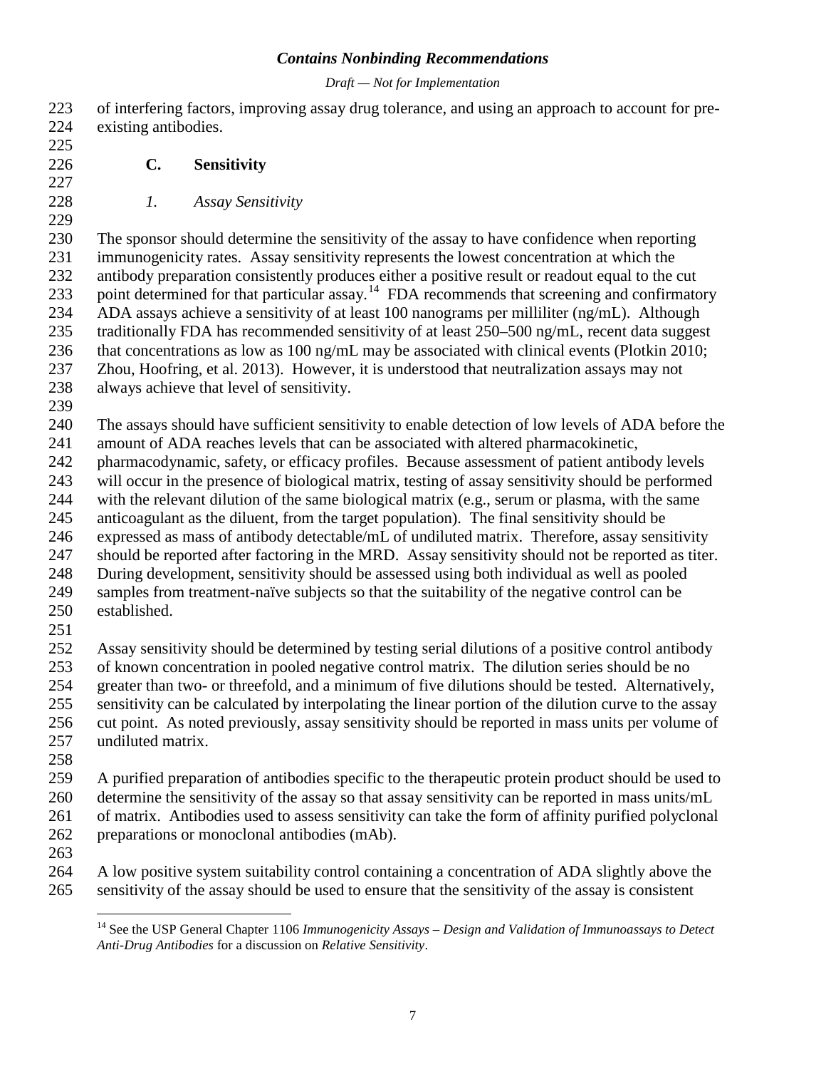of interfering factors, improving assay drug tolerance, and using an approach to account for pre-existing antibodies.

### C. Sensitivity

#### *1. Assay Sensitivity*

The sponsor should determine the sensitivity of the assay to have confidence when reporting immunogenicity rates. Assay sensitivity represents the lowest concentration at which the antibody preparation consistently produces either a positive result or readout equal to the cut point determined for that particular assay.[14] FDA recommends that screening and confirmatory ADA assays achieve a sensitivity of at least 100 nanograms per milliliter (ng/mL). Although traditionally FDA has recommended sensitivity of at least 250–500 ng/mL, recent data suggest that concentrations as low as 100 ng/mL may be associated with clinical events (Plotkin 2010; Zhou, Hoofring, et al. 2013). However, it is understood that neutralization assays may not always achieve that level of sensitivity.

The assays should have sufficient sensitivity to enable detection of low levels of ADA before the amount of ADA reaches levels that can be associated with altered pharmacokinetic, pharmacodynamic, safety, or efficacy profiles. Because assessment of patient antibody levels will occur in the presence of biological matrix, testing of assay sensitivity should be performed with the relevant dilution of the same biological matrix (e.g., serum or plasma, with the same anticoagulant as the diluent, from the target population). The final sensitivity should be expressed as mass of antibody detectable/mL of undiluted matrix. Therefore, assay sensitivity should be reported after factoring in the MRD. Assay sensitivity should not be reported as titer. During development, sensitivity should be assessed using both individual as well as pooled samples from treatment-naïve subjects so that the suitability of the negative control can be established.

Assay sensitivity should be determined by testing serial dilutions of a positive control antibody of known concentration in pooled negative control matrix. The dilution series should be no greater than two- or threefold, and a minimum of five dilutions should be tested. Alternatively, sensitivity can be calculated by interpolating the linear portion of the dilution curve to the assay cut point. As noted previously, assay sensitivity should be reported in mass units per volume of undiluted matrix.

A purified preparation of antibodies specific to the therapeutic protein product should be used to determine the sensitivity of the assay so that assay sensitivity can be reported in mass units/mL of matrix. Antibodies used to assess sensitivity can take the form of affinity purified polyclonal preparations or monoclonal antibodies (mAb).

A low positive system suitability control containing a concentration of ADA slightly above the sensitivity of the assay should be used to ensure that the sensitivity of the assay is consistent

[14] See the USP General Chapter 1106 *Immunogenicity Assays – Design and Validation of Immunoassays to Detect Anti-Drug Antibodies* for a discussion on *Relative Sensitivity*.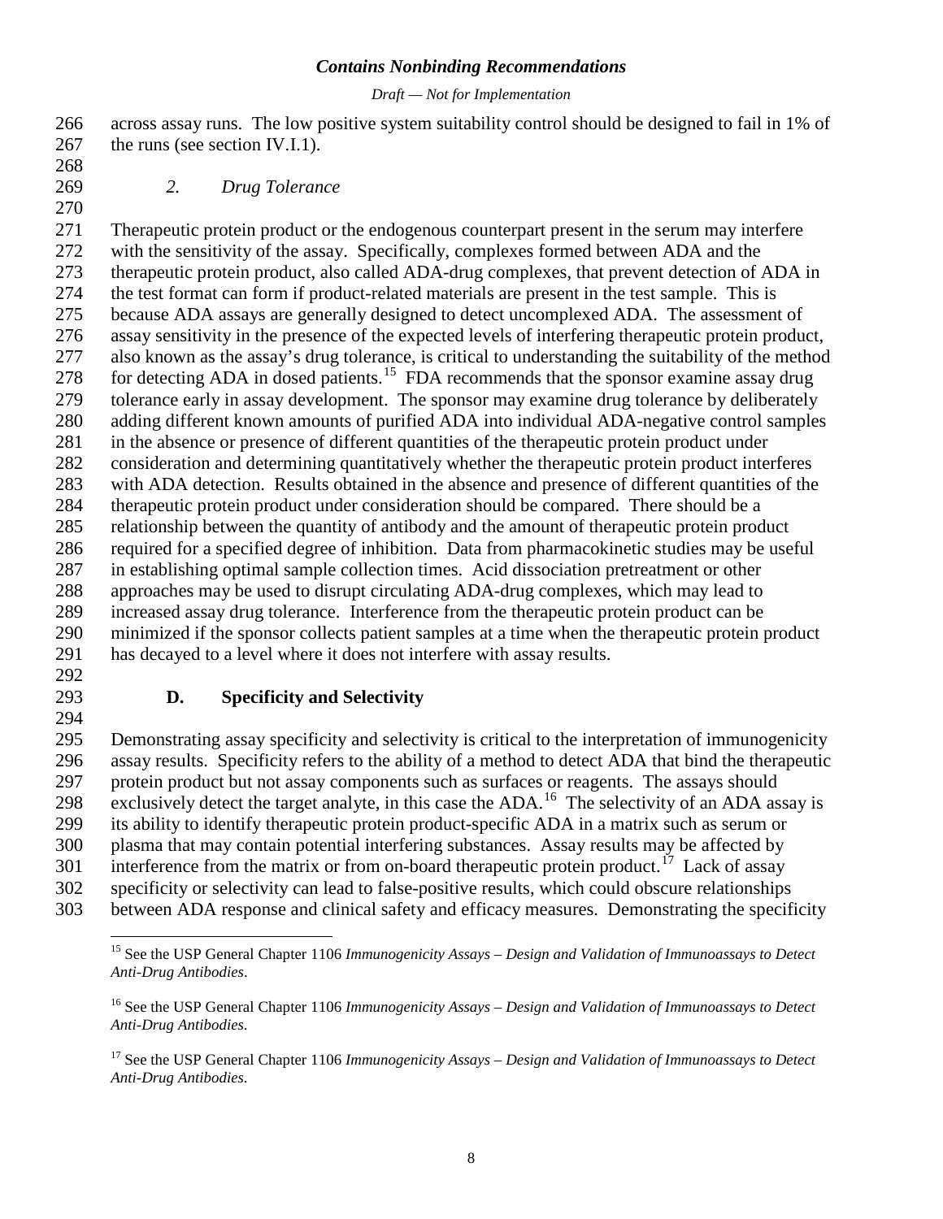across assay runs. The low positive system suitability control should be designed to fail in 1% of the runs (see section IV.I.1).

#### *2. Drug Tolerance*

Therapeutic protein product or the endogenous counterpart present in the serum may interfere with the sensitivity of the assay. Specifically, complexes formed between ADA and the therapeutic protein product, also called ADA-drug complexes, that prevent detection of ADA in the test format can form if product-related materials are present in the test sample. This is because ADA assays are generally designed to detect uncomplexed ADA. The assessment of assay sensitivity in the presence of the expected levels of interfering therapeutic protein product, also known as the assay's drug tolerance, is critical to understanding the suitability of the method for detecting ADA in dosed patients.[15] FDA recommends that the sponsor examine assay drug tolerance early in assay development. The sponsor may examine drug tolerance by deliberately adding different known amounts of purified ADA into individual ADA-negative control samples in the absence or presence of different quantities of the therapeutic protein product under consideration and determining quantitatively whether the therapeutic protein product interferes with ADA detection. Results obtained in the absence and presence of different quantities of the therapeutic protein product under consideration should be compared. There should be a relationship between the quantity of antibody and the amount of therapeutic protein product required for a specified degree of inhibition. Data from pharmacokinetic studies may be useful in establishing optimal sample collection times. Acid dissociation pretreatment or other approaches may be used to disrupt circulating ADA-drug complexes, which may lead to increased assay drug tolerance. Interference from the therapeutic protein product can be minimized if the sponsor collects patient samples at a time when the therapeutic protein product has decayed to a level where it does not interfere with assay results.

### **D. Specificity and Selectivity**

Demonstrating assay specificity and selectivity is critical to the interpretation of immunogenicity assay results. Specificity refers to the ability of a method to detect ADA that bind the therapeutic protein product but not assay components such as surfaces or reagents. The assays should exclusively detect the target analyte, in this case the ADA.[16] The selectivity of an ADA assay is its ability to identify therapeutic protein product-specific ADA in a matrix such as serum or plasma that may contain potential interfering substances. Assay results may be affected by interference from the matrix or from on-board therapeutic protein product.[17] Lack of assay specificity or selectivity can lead to false-positive results, which could obscure relationships between ADA response and clinical safety and efficacy measures. Demonstrating the specificity

---

[15] See the USP General Chapter 1106 *Immunogenicity Assays – Design and Validation of Immunoassays to Detect Anti-Drug Antibodies*.

[16] See the USP General Chapter 1106 *Immunogenicity Assays – Design and Validation of Immunoassays to Detect Anti-Drug Antibodies*.

[17] See the USP General Chapter 1106 *Immunogenicity Assays – Design and Validation of Immunoassays to Detect Anti-Drug Antibodies*.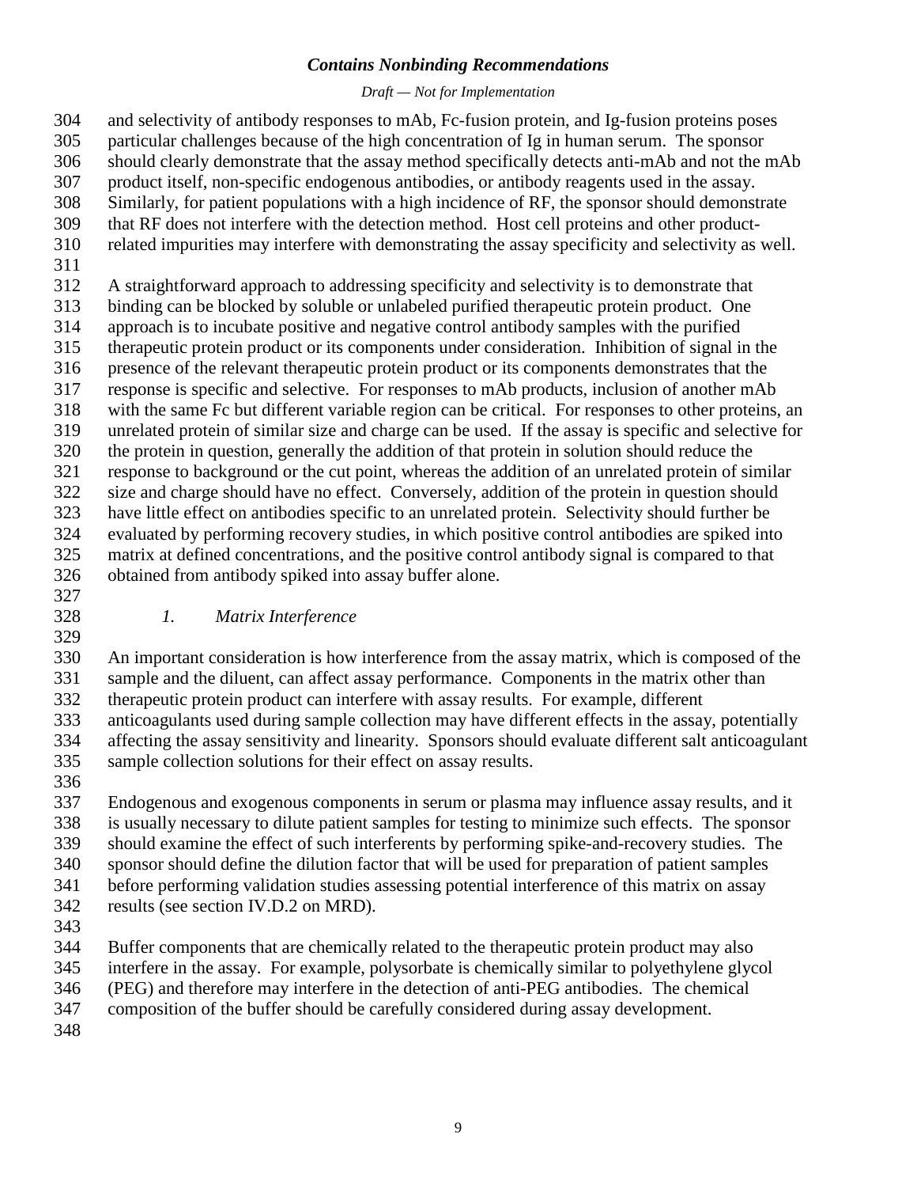and selectivity of antibody responses to mAb, Fc-fusion protein, and Ig-fusion proteins poses particular challenges because of the high concentration of Ig in human serum. The sponsor should clearly demonstrate that the assay method specifically detects anti-mAb and not the mAb product itself, non-specific endogenous antibodies, or antibody reagents used in the assay. Similarly, for patient populations with a high incidence of RF, the sponsor should demonstrate that RF does not interfere with the detection method. Host cell proteins and other product-related impurities may interfere with demonstrating the assay specificity and selectivity as well.

A straightforward approach to addressing specificity and selectivity is to demonstrate that binding can be blocked by soluble or unlabeled purified therapeutic protein product. One approach is to incubate positive and negative control antibody samples with the purified therapeutic protein product or its components under consideration. Inhibition of signal in the presence of the relevant therapeutic protein product or its components demonstrates that the response is specific and selective. For responses to mAb products, inclusion of another mAb with the same Fc but different variable region can be critical. For responses to other proteins, an unrelated protein of similar size and charge can be used. If the assay is specific and selective for the protein in question, generally the addition of that protein in solution should reduce the response to background or the cut point, whereas the addition of an unrelated protein of similar size and charge should have no effect. Conversely, addition of the protein in question should have little effect on antibodies specific to an unrelated protein. Selectivity should further be evaluated by performing recovery studies, in which positive control antibodies are spiked into matrix at defined concentrations, and the positive control antibody signal is compared to that obtained from antibody spiked into assay buffer alone.

### *1. Matrix Interference*

An important consideration is how interference from the assay matrix, which is composed of the sample and the diluent, can affect assay performance. Components in the matrix other than therapeutic protein product can interfere with assay results. For example, different anticoagulants used during sample collection may have different effects in the assay, potentially affecting the assay sensitivity and linearity. Sponsors should evaluate different salt anticoagulant sample collection solutions for their effect on assay results.

Endogenous and exogenous components in serum or plasma may influence assay results, and it is usually necessary to dilute patient samples for testing to minimize such effects. The sponsor should examine the effect of such interferents by performing spike-and-recovery studies. The sponsor should define the dilution factor that will be used for preparation of patient samples before performing validation studies assessing potential interference of this matrix on assay results (see section IV.D.2 on MRD).

Buffer components that are chemically related to the therapeutic protein product may also interfere in the assay. For example, polysorbate is chemically similar to polyethylene glycol (PEG) and therefore may interfere in the detection of anti-PEG antibodies. The chemical composition of the buffer should be carefully considered during assay development.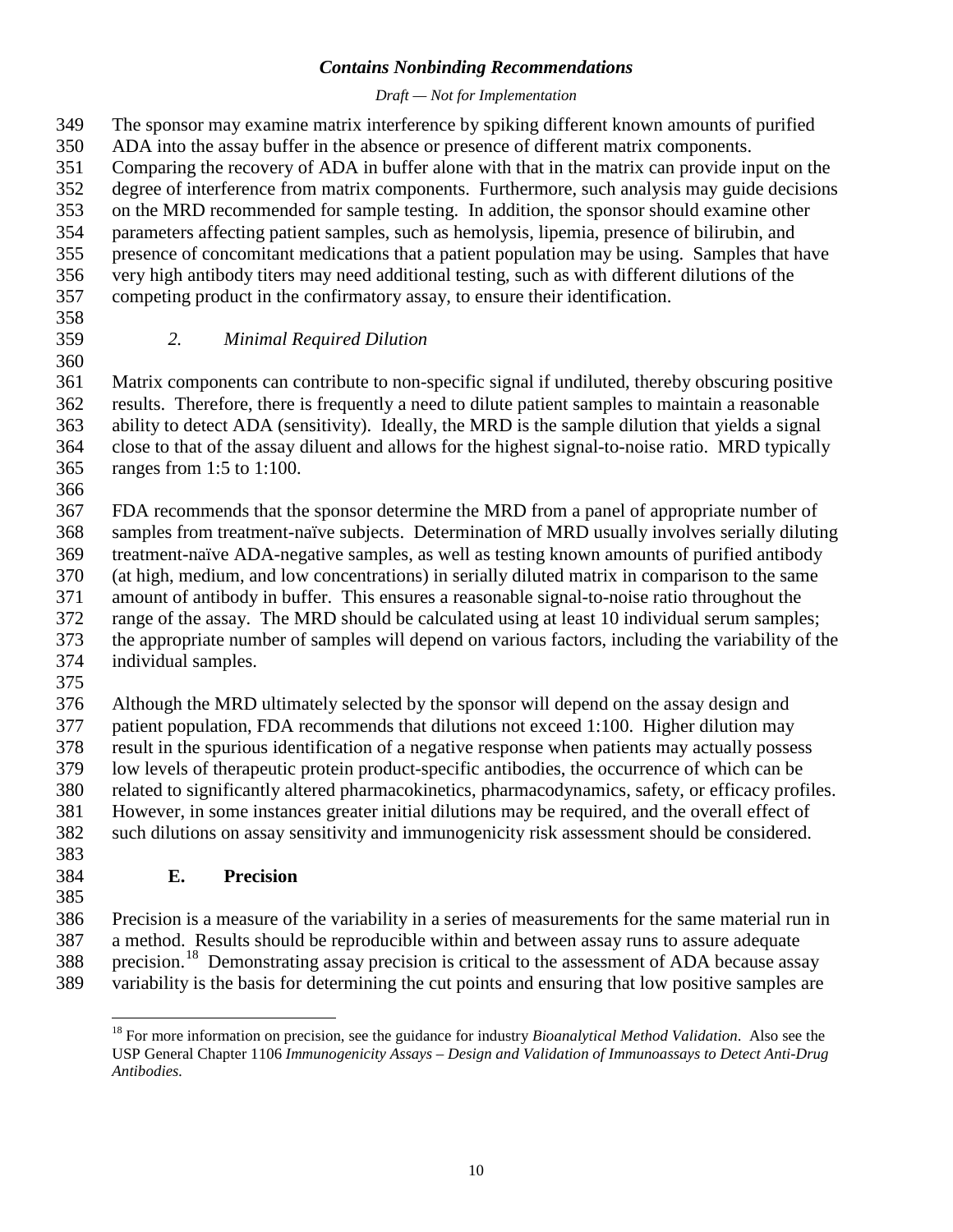The sponsor may examine matrix interference by spiking different known amounts of purified ADA into the assay buffer in the absence or presence of different matrix components. Comparing the recovery of ADA in buffer alone with that in the matrix can provide input on the degree of interference from matrix components. Furthermore, such analysis may guide decisions on the MRD recommended for sample testing. In addition, the sponsor should examine other parameters affecting patient samples, such as hemolysis, lipemia, presence of bilirubin, and presence of concomitant medications that a patient population may be using. Samples that have very high antibody titers may need additional testing, such as with different dilutions of the competing product in the confirmatory assay, to ensure their identification.

#### *2. Minimal Required Dilution*

Matrix components can contribute to non-specific signal if undiluted, thereby obscuring positive results. Therefore, there is frequently a need to dilute patient samples to maintain a reasonable ability to detect ADA (sensitivity). Ideally, the MRD is the sample dilution that yields a signal close to that of the assay diluent and allows for the highest signal-to-noise ratio. MRD typically ranges from 1:5 to 1:100.

FDA recommends that the sponsor determine the MRD from a panel of appropriate number of samples from treatment-naïve subjects. Determination of MRD usually involves serially diluting treatment-naïve ADA-negative samples, as well as testing known amounts of purified antibody (at high, medium, and low concentrations) in serially diluted matrix in comparison to the same amount of antibody in buffer. This ensures a reasonable signal-to-noise ratio throughout the range of the assay. The MRD should be calculated using at least 10 individual serum samples; the appropriate number of samples will depend on various factors, including the variability of the individual samples.

Although the MRD ultimately selected by the sponsor will depend on the assay design and patient population, FDA recommends that dilutions not exceed 1:100. Higher dilution may result in the spurious identification of a negative response when patients may actually possess low levels of therapeutic protein product-specific antibodies, the occurrence of which can be related to significantly altered pharmacokinetics, pharmacodynamics, safety, or efficacy profiles. However, in some instances greater initial dilutions may be required, and the overall effect of such dilutions on assay sensitivity and immunogenicity risk assessment should be considered.

### E. Precision

Precision is a measure of the variability in a series of measurements for the same material run in a method. Results should be reproducible within and between assay runs to assure adequate precision.[18] Demonstrating assay precision is critical to the assessment of ADA because assay variability is the basis for determining the cut points and ensuring that low positive samples are

---

[18] For more information on precision, see the guidance for industry *Bioanalytical Method Validation*. Also see the USP General Chapter 1106 *Immunogenicity Assays – Design and Validation of Immunoassays to Detect Anti-Drug Antibodies.*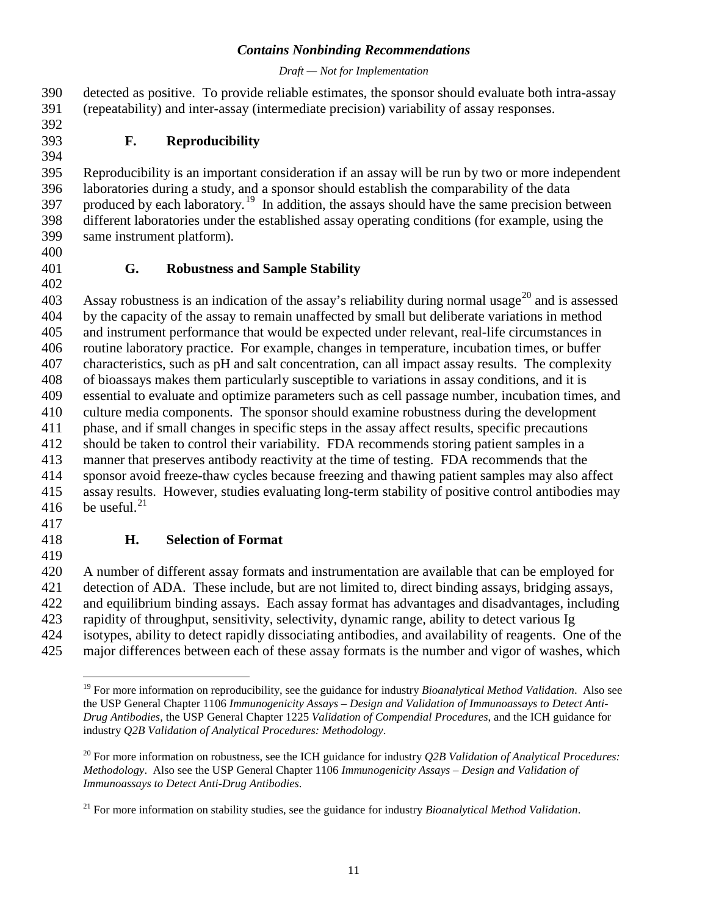detected as positive. To provide reliable estimates, the sponsor should evaluate both intra-assay (repeatability) and inter-assay (intermediate precision) variability of assay responses.

### F. Reproducibility

Reproducibility is an important consideration if an assay will be run by two or more independent laboratories during a study, and a sponsor should establish the comparability of the data produced by each laboratory.[19] In addition, the assays should have the same precision between different laboratories under the established assay operating conditions (for example, using the same instrument platform).

### G. Robustness and Sample Stability

Assay robustness is an indication of the assay's reliability during normal usage[20] and is assessed by the capacity of the assay to remain unaffected by small but deliberate variations in method and instrument performance that would be expected under relevant, real-life circumstances in routine laboratory practice. For example, changes in temperature, incubation times, or buffer characteristics, such as pH and salt concentration, can all impact assay results. The complexity of bioassays makes them particularly susceptible to variations in assay conditions, and it is essential to evaluate and optimize parameters such as cell passage number, incubation times, and culture media components. The sponsor should examine robustness during the development phase, and if small changes in specific steps in the assay affect results, specific precautions should be taken to control their variability. FDA recommends storing patient samples in a manner that preserves antibody reactivity at the time of testing. FDA recommends that the sponsor avoid freeze-thaw cycles because freezing and thawing patient samples may also affect assay results. However, studies evaluating long-term stability of positive control antibodies may be useful.[21]

### H. Selection of Format

A number of different assay formats and instrumentation are available that can be employed for detection of ADA. These include, but are not limited to, direct binding assays, bridging assays, and equilibrium binding assays. Each assay format has advantages and disadvantages, including rapidity of throughput, sensitivity, selectivity, dynamic range, ability to detect various Ig isotypes, ability to detect rapidly dissociating antibodies, and availability of reagents. One of the major differences between each of these assay formats is the number and vigor of washes, which

---

[19] For more information on reproducibility, see the guidance for industry *Bioanalytical Method Validation*. Also see the USP General Chapter 1106 *Immunogenicity Assays – Design and Validation of Immunoassays to Detect Anti-Drug Antibodies*, the USP General Chapter 1225 *Validation of Compendial Procedures*, and the ICH guidance for industry *Q2B Validation of Analytical Procedures: Methodology*.

[20] For more information on robustness, see the ICH guidance for industry *Q2B Validation of Analytical Procedures: Methodology*. Also see the USP General Chapter 1106 *Immunogenicity Assays – Design and Validation of Immunoassays to Detect Anti-Drug Antibodies*.

[21] For more information on stability studies, see the guidance for industry *Bioanalytical Method Validation*.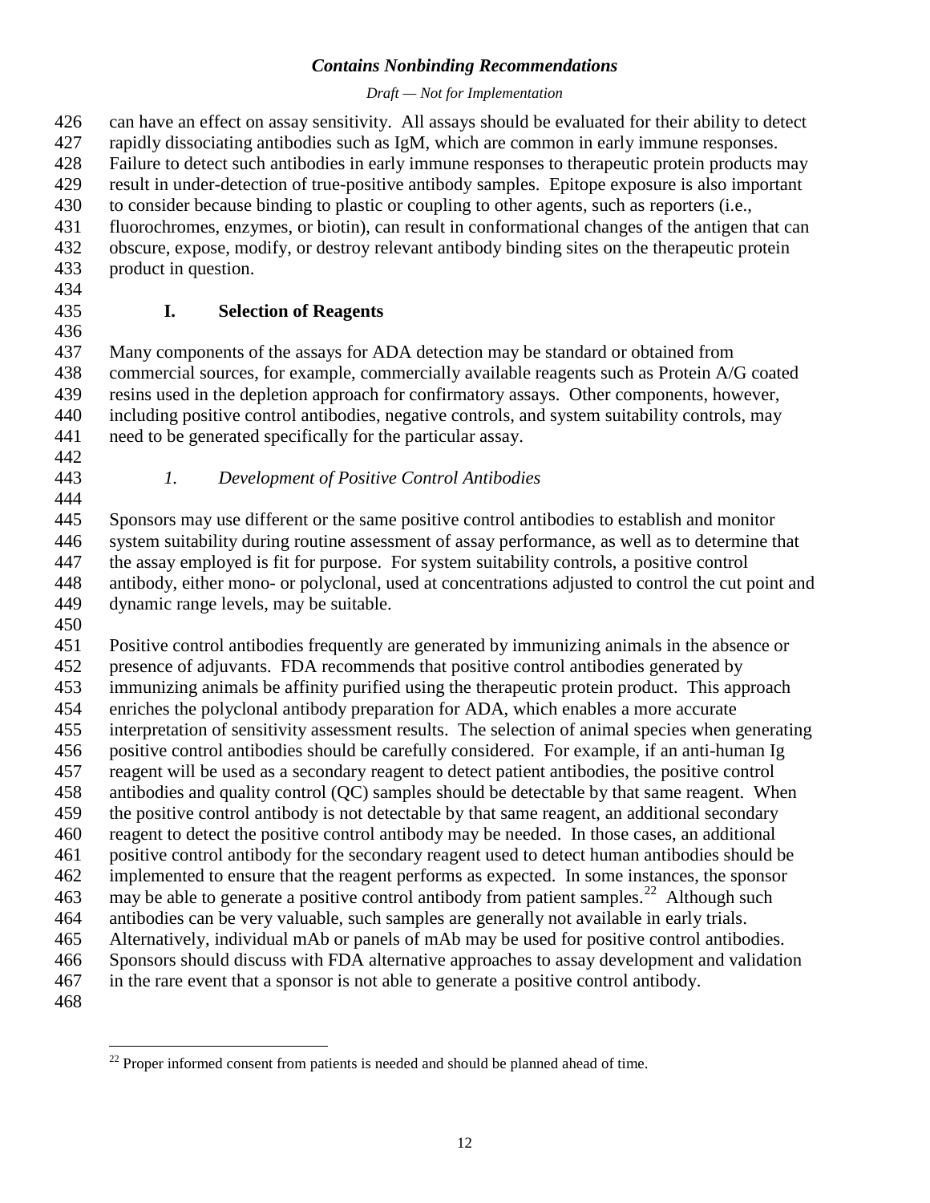can have an effect on assay sensitivity. All assays should be evaluated for their ability to detect rapidly dissociating antibodies such as IgM, which are common in early immune responses. Failure to detect such antibodies in early immune responses to therapeutic protein products may result in under-detection of true-positive antibody samples. Epitope exposure is also important to consider because binding to plastic or coupling to other agents, such as reporters (i.e., fluorochromes, enzymes, or biotin), can result in conformational changes of the antigen that can obscure, expose, modify, or destroy relevant antibody binding sites on the therapeutic protein product in question.

## I. Selection of Reagents

Many components of the assays for ADA detection may be standard or obtained from commercial sources, for example, commercially available reagents such as Protein A/G coated resins used in the depletion approach for confirmatory assays. Other components, however, including positive control antibodies, negative controls, and system suitability controls, may need to be generated specifically for the particular assay.

### *1. Development of Positive Control Antibodies*

Sponsors may use different or the same positive control antibodies to establish and monitor system suitability during routine assessment of assay performance, as well as to determine that the assay employed is fit for purpose. For system suitability controls, a positive control antibody, either mono- or polyclonal, used at concentrations adjusted to control the cut point and dynamic range levels, may be suitable.

Positive control antibodies frequently are generated by immunizing animals in the absence or presence of adjuvants. FDA recommends that positive control antibodies generated by immunizing animals be affinity purified using the therapeutic protein product. This approach enriches the polyclonal antibody preparation for ADA, which enables a more accurate interpretation of sensitivity assessment results. The selection of animal species when generating positive control antibodies should be carefully considered. For example, if an anti-human Ig reagent will be used as a secondary reagent to detect patient antibodies, the positive control antibodies and quality control (QC) samples should be detectable by that same reagent. When the positive control antibody is not detectable by that same reagent, an additional secondary reagent to detect the positive control antibody may be needed. In those cases, an additional positive control antibody for the secondary reagent used to detect human antibodies should be implemented to ensure that the reagent performs as expected. In some instances, the sponsor may be able to generate a positive control antibody from patient samples.[22] Although such antibodies can be very valuable, such samples are generally not available in early trials. Alternatively, individual mAb or panels of mAb may be used for positive control antibodies. Sponsors should discuss with FDA alternative approaches to assay development and validation in the rare event that a sponsor is not able to generate a positive control antibody.

[22] Proper informed consent from patients is needed and should be planned ahead of time.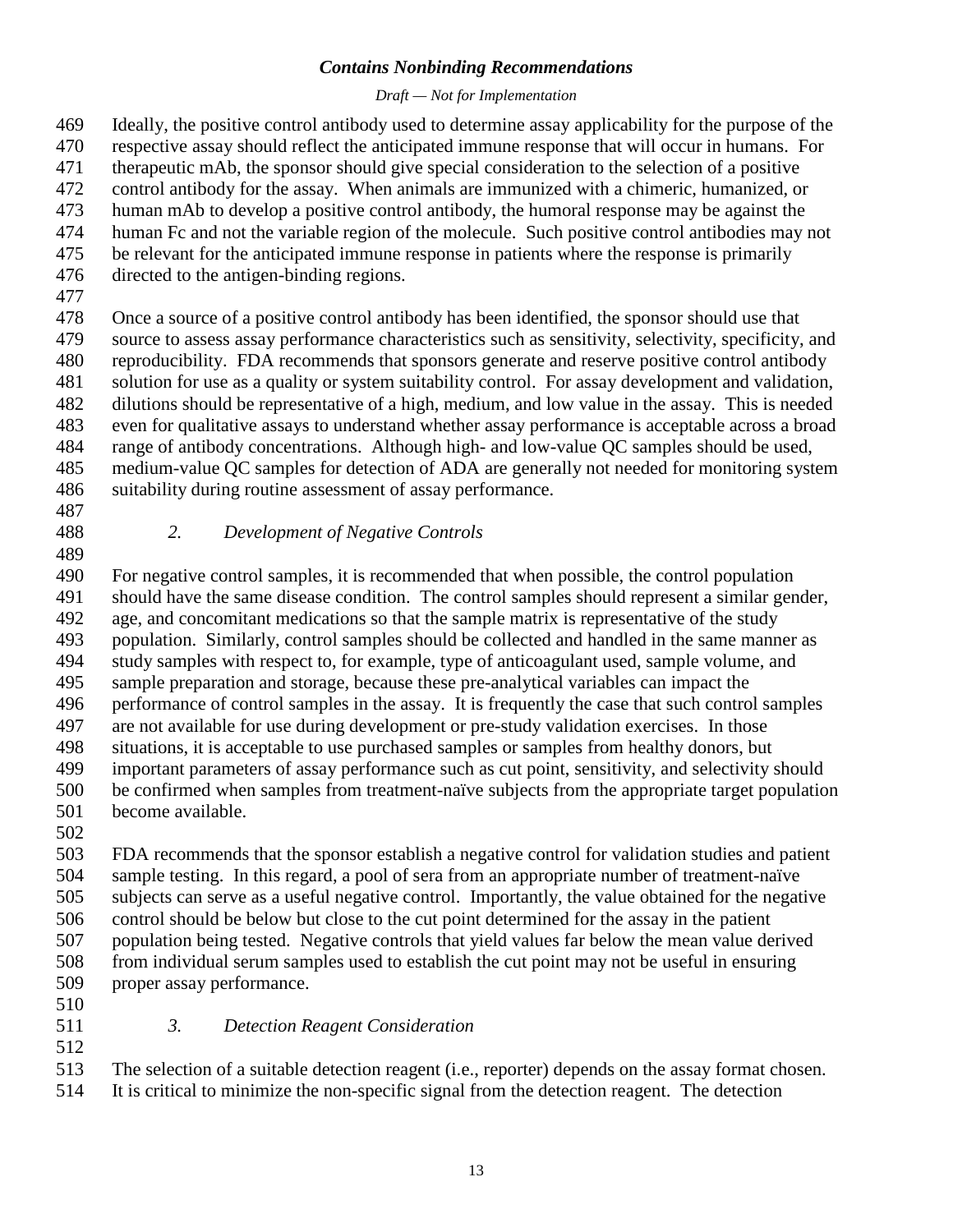Ideally, the positive control antibody used to determine assay applicability for the purpose of the respective assay should reflect the anticipated immune response that will occur in humans. For therapeutic mAb, the sponsor should give special consideration to the selection of a positive control antibody for the assay. When animals are immunized with a chimeric, humanized, or human mAb to develop a positive control antibody, the humoral response may be against the human Fc and not the variable region of the molecule. Such positive control antibodies may not be relevant for the anticipated immune response in patients where the response is primarily directed to the antigen-binding regions.

Once a source of a positive control antibody has been identified, the sponsor should use that source to assess assay performance characteristics such as sensitivity, selectivity, specificity, and reproducibility. FDA recommends that sponsors generate and reserve positive control antibody solution for use as a quality or system suitability control. For assay development and validation, dilutions should be representative of a high, medium, and low value in the assay. This is needed even for qualitative assays to understand whether assay performance is acceptable across a broad range of antibody concentrations. Although high- and low-value QC samples should be used, medium-value QC samples for detection of ADA are generally not needed for monitoring system suitability during routine assessment of assay performance.

### *2. Development of Negative Controls*

For negative control samples, it is recommended that when possible, the control population should have the same disease condition. The control samples should represent a similar gender, age, and concomitant medications so that the sample matrix is representative of the study population. Similarly, control samples should be collected and handled in the same manner as study samples with respect to, for example, type of anticoagulant used, sample volume, and sample preparation and storage, because these pre-analytical variables can impact the performance of control samples in the assay. It is frequently the case that such control samples are not available for use during development or pre-study validation exercises. In those situations, it is acceptable to use purchased samples or samples from healthy donors, but important parameters of assay performance such as cut point, sensitivity, and selectivity should be confirmed when samples from treatment-naïve subjects from the appropriate target population become available.

FDA recommends that the sponsor establish a negative control for validation studies and patient sample testing. In this regard, a pool of sera from an appropriate number of treatment-naïve subjects can serve as a useful negative control. Importantly, the value obtained for the negative control should be below but close to the cut point determined for the assay in the patient population being tested. Negative controls that yield values far below the mean value derived from individual serum samples used to establish the cut point may not be useful in ensuring proper assay performance.

### *3. Detection Reagent Consideration*

The selection of a suitable detection reagent (i.e., reporter) depends on the assay format chosen. It is critical to minimize the non-specific signal from the detection reagent. The detection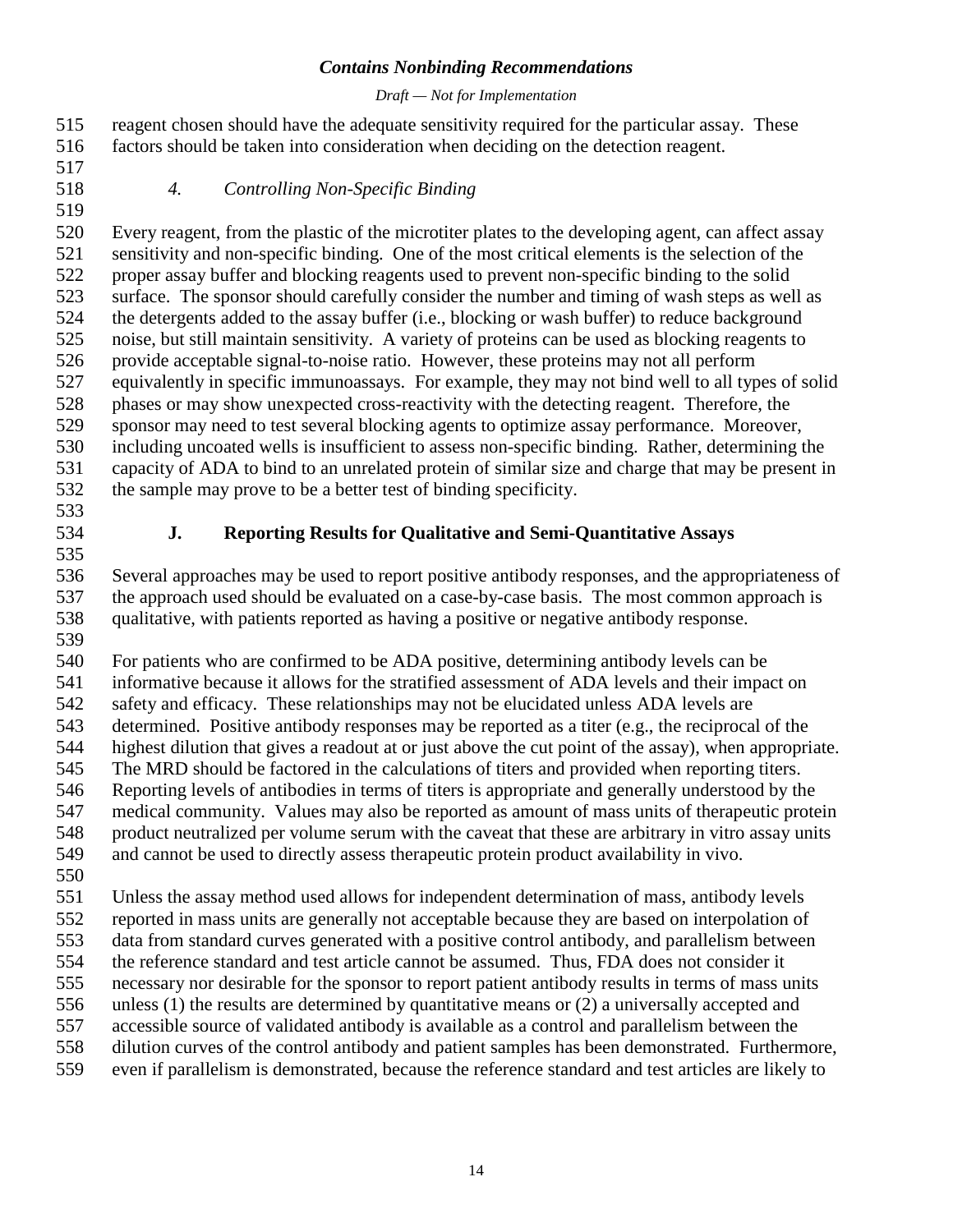reagent chosen should have the adequate sensitivity required for the particular assay. These factors should be taken into consideration when deciding on the detection reagent.

#### *4. Controlling Non-Specific Binding*

Every reagent, from the plastic of the microtiter plates to the developing agent, can affect assay sensitivity and non-specific binding. One of the most critical elements is the selection of the proper assay buffer and blocking reagents used to prevent non-specific binding to the solid surface. The sponsor should carefully consider the number and timing of wash steps as well as the detergents added to the assay buffer (i.e., blocking or wash buffer) to reduce background noise, but still maintain sensitivity. A variety of proteins can be used as blocking reagents to provide acceptable signal-to-noise ratio. However, these proteins may not all perform equivalently in specific immunoassays. For example, they may not bind well to all types of solid phases or may show unexpected cross-reactivity with the detecting reagent. Therefore, the sponsor may need to test several blocking agents to optimize assay performance. Moreover, including uncoated wells is insufficient to assess non-specific binding. Rather, determining the capacity of ADA to bind to an unrelated protein of similar size and charge that may be present in the sample may prove to be a better test of binding specificity.

### J. Reporting Results for Qualitative and Semi-Quantitative Assays

Several approaches may be used to report positive antibody responses, and the appropriateness of the approach used should be evaluated on a case-by-case basis. The most common approach is qualitative, with patients reported as having a positive or negative antibody response.

For patients who are confirmed to be ADA positive, determining antibody levels can be informative because it allows for the stratified assessment of ADA levels and their impact on safety and efficacy. These relationships may not be elucidated unless ADA levels are determined. Positive antibody responses may be reported as a titer (e.g., the reciprocal of the highest dilution that gives a readout at or just above the cut point of the assay), when appropriate. The MRD should be factored in the calculations of titers and provided when reporting titers. Reporting levels of antibodies in terms of titers is appropriate and generally understood by the medical community. Values may also be reported as amount of mass units of therapeutic protein product neutralized per volume serum with the caveat that these are arbitrary in vitro assay units and cannot be used to directly assess therapeutic protein product availability in vivo.

Unless the assay method used allows for independent determination of mass, antibody levels reported in mass units are generally not acceptable because they are based on interpolation of data from standard curves generated with a positive control antibody, and parallelism between the reference standard and test article cannot be assumed. Thus, FDA does not consider it necessary nor desirable for the sponsor to report patient antibody results in terms of mass units unless (1) the results are determined by quantitative means or (2) a universally accepted and accessible source of validated antibody is available as a control and parallelism between the dilution curves of the control antibody and patient samples has been demonstrated. Furthermore, even if parallelism is demonstrated, because the reference standard and test articles are likely to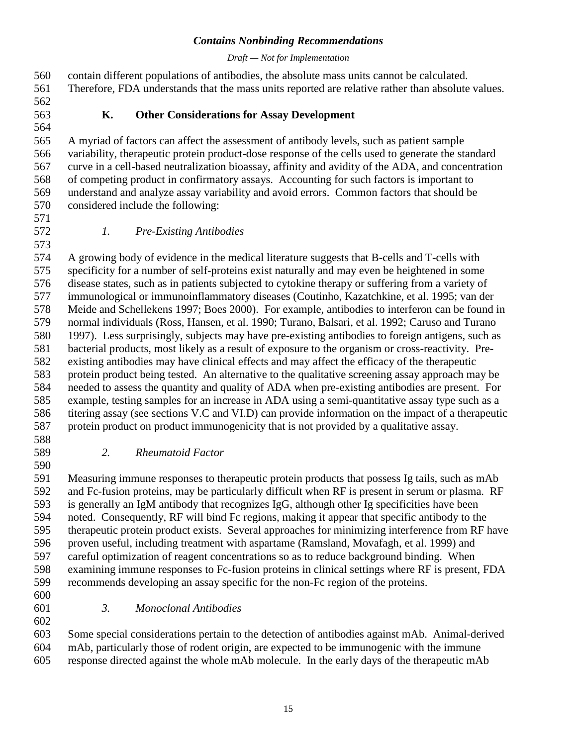contain different populations of antibodies, the absolute mass units cannot be calculated. Therefore, FDA understands that the mass units reported are relative rather than absolute values.

### K. Other Considerations for Assay Development

A myriad of factors can affect the assessment of antibody levels, such as patient sample variability, therapeutic protein product-dose response of the cells used to generate the standard curve in a cell-based neutralization bioassay, affinity and avidity of the ADA, and concentration of competing product in confirmatory assays. Accounting for such factors is important to understand and analyze assay variability and avoid errors. Common factors that should be considered include the following:

#### *1. Pre-Existing Antibodies*

A growing body of evidence in the medical literature suggests that B-cells and T-cells with specificity for a number of self-proteins exist naturally and may even be heightened in some disease states, such as in patients subjected to cytokine therapy or suffering from a variety of immunological or immunoinflammatory diseases (Coutinho, Kazatchkine, et al. 1995; van der Meide and Schellekens 1997; Boes 2000). For example, antibodies to interferon can be found in normal individuals (Ross, Hansen, et al. 1990; Turano, Balsari, et al. 1992; Caruso and Turano 1997). Less surprisingly, subjects may have pre-existing antibodies to foreign antigens, such as bacterial products, most likely as a result of exposure to the organism or cross-reactivity. Pre-existing antibodies may have clinical effects and may affect the efficacy of the therapeutic protein product being tested. An alternative to the qualitative screening assay approach may be needed to assess the quantity and quality of ADA when pre-existing antibodies are present. For example, testing samples for an increase in ADA using a semi-quantitative assay type such as a titering assay (see sections V.C and VI.D) can provide information on the impact of a therapeutic protein product on product immunogenicity that is not provided by a qualitative assay.

#### *2. Rheumatoid Factor*

Measuring immune responses to therapeutic protein products that possess Ig tails, such as mAb and Fc-fusion proteins, may be particularly difficult when RF is present in serum or plasma. RF is generally an IgM antibody that recognizes IgG, although other Ig specificities have been noted. Consequently, RF will bind Fc regions, making it appear that specific antibody to the therapeutic protein product exists. Several approaches for minimizing interference from RF have proven useful, including treatment with aspartame (Ramsland, Movafagh, et al. 1999) and careful optimization of reagent concentrations so as to reduce background binding. When examining immune responses to Fc-fusion proteins in clinical settings where RF is present, FDA recommends developing an assay specific for the non-Fc region of the proteins.

#### *3. Monoclonal Antibodies*

Some special considerations pertain to the detection of antibodies against mAb. Animal-derived mAb, particularly those of rodent origin, are expected to be immunogenic with the immune response directed against the whole mAb molecule. In the early days of the therapeutic mAb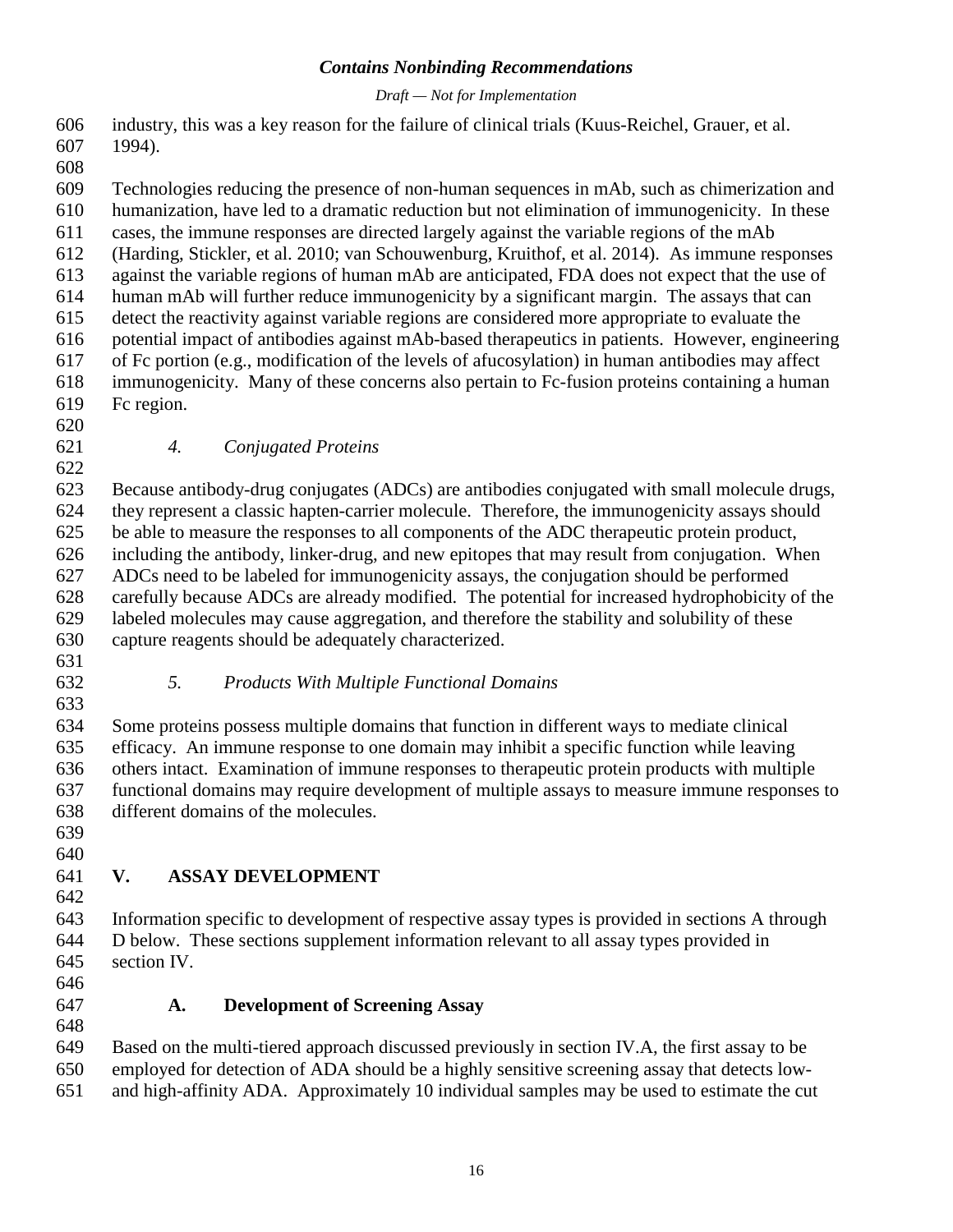industry, this was a key reason for the failure of clinical trials (Kuus-Reichel, Grauer, et al. 1994).

Technologies reducing the presence of non-human sequences in mAb, such as chimerization and humanization, have led to a dramatic reduction but not elimination of immunogenicity. In these cases, the immune responses are directed largely against the variable regions of the mAb (Harding, Stickler, et al. 2010; van Schouwenburg, Kruithof, et al. 2014). As immune responses against the variable regions of human mAb are anticipated, FDA does not expect that the use of human mAb will further reduce immunogenicity by a significant margin. The assays that can detect the reactivity against variable regions are considered more appropriate to evaluate the potential impact of antibodies against mAb-based therapeutics in patients. However, engineering of Fc portion (e.g., modification of the levels of afucosylation) in human antibodies may affect immunogenicity. Many of these concerns also pertain to Fc-fusion proteins containing a human Fc region.

#### *4. Conjugated Proteins*

Because antibody-drug conjugates (ADCs) are antibodies conjugated with small molecule drugs, they represent a classic hapten-carrier molecule. Therefore, the immunogenicity assays should be able to measure the responses to all components of the ADC therapeutic protein product, including the antibody, linker-drug, and new epitopes that may result from conjugation. When ADCs need to be labeled for immunogenicity assays, the conjugation should be performed carefully because ADCs are already modified. The potential for increased hydrophobicity of the labeled molecules may cause aggregation, and therefore the stability and solubility of these capture reagents should be adequately characterized.

#### *5. Products With Multiple Functional Domains*

Some proteins possess multiple domains that function in different ways to mediate clinical efficacy. An immune response to one domain may inhibit a specific function while leaving others intact. Examination of immune responses to therapeutic protein products with multiple functional domains may require development of multiple assays to measure immune responses to different domains of the molecules.

## V. ASSAY DEVELOPMENT

Information specific to development of respective assay types is provided in sections A through D below. These sections supplement information relevant to all assay types provided in section IV.

### A. Development of Screening Assay

Based on the multi-tiered approach discussed previously in section IV.A, the first assay to be employed for detection of ADA should be a highly sensitive screening assay that detects low- and high-affinity ADA. Approximately 10 individual samples may be used to estimate the cut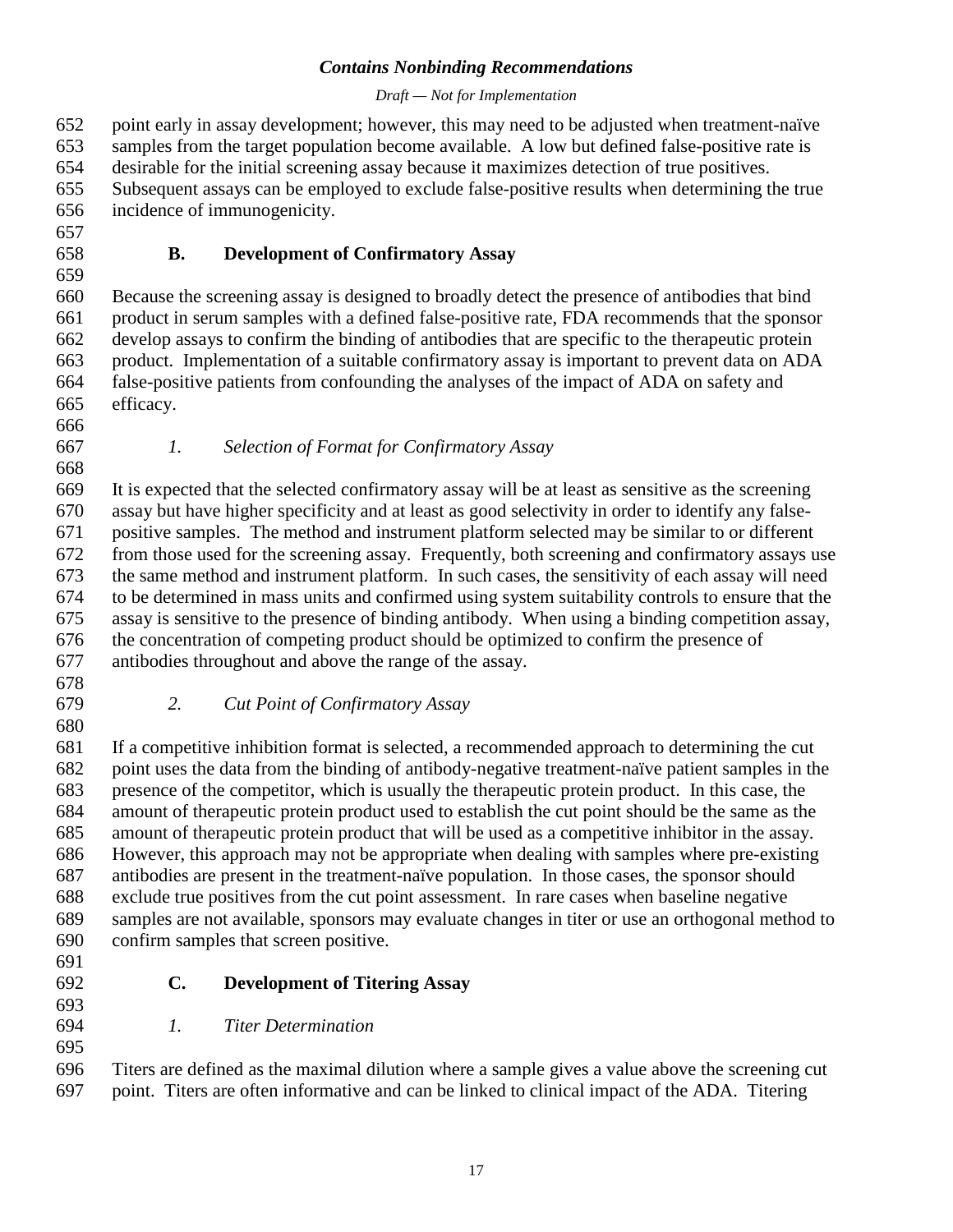point early in assay development; however, this may need to be adjusted when treatment-naïve samples from the target population become available. A low but defined false-positive rate is desirable for the initial screening assay because it maximizes detection of true positives. Subsequent assays can be employed to exclude false-positive results when determining the true incidence of immunogenicity.

### B. Development of Confirmatory Assay

Because the screening assay is designed to broadly detect the presence of antibodies that bind product in serum samples with a defined false-positive rate, FDA recommends that the sponsor develop assays to confirm the binding of antibodies that are specific to the therapeutic protein product. Implementation of a suitable confirmatory assay is important to prevent data on ADA false-positive patients from confounding the analyses of the impact of ADA on safety and efficacy.

#### *1. Selection of Format for Confirmatory Assay*

It is expected that the selected confirmatory assay will be at least as sensitive as the screening assay but have higher specificity and at least as good selectivity in order to identify any false-positive samples. The method and instrument platform selected may be similar to or different from those used for the screening assay. Frequently, both screening and confirmatory assays use the same method and instrument platform. In such cases, the sensitivity of each assay will need to be determined in mass units and confirmed using system suitability controls to ensure that the assay is sensitive to the presence of binding antibody. When using a binding competition assay, the concentration of competing product should be optimized to confirm the presence of antibodies throughout and above the range of the assay.

#### *2. Cut Point of Confirmatory Assay*

If a competitive inhibition format is selected, a recommended approach to determining the cut point uses the data from the binding of antibody-negative treatment-naïve patient samples in the presence of the competitor, which is usually the therapeutic protein product. In this case, the amount of therapeutic protein product used to establish the cut point should be the same as the amount of therapeutic protein product that will be used as a competitive inhibitor in the assay. However, this approach may not be appropriate when dealing with samples where pre-existing antibodies are present in the treatment-naïve population. In those cases, the sponsor should exclude true positives from the cut point assessment. In rare cases when baseline negative samples are not available, sponsors may evaluate changes in titer or use an orthogonal method to confirm samples that screen positive.

### C. Development of Titering Assay

#### *1. Titer Determination*

Titers are defined as the maximal dilution where a sample gives a value above the screening cut point. Titers are often informative and can be linked to clinical impact of the ADA. Titering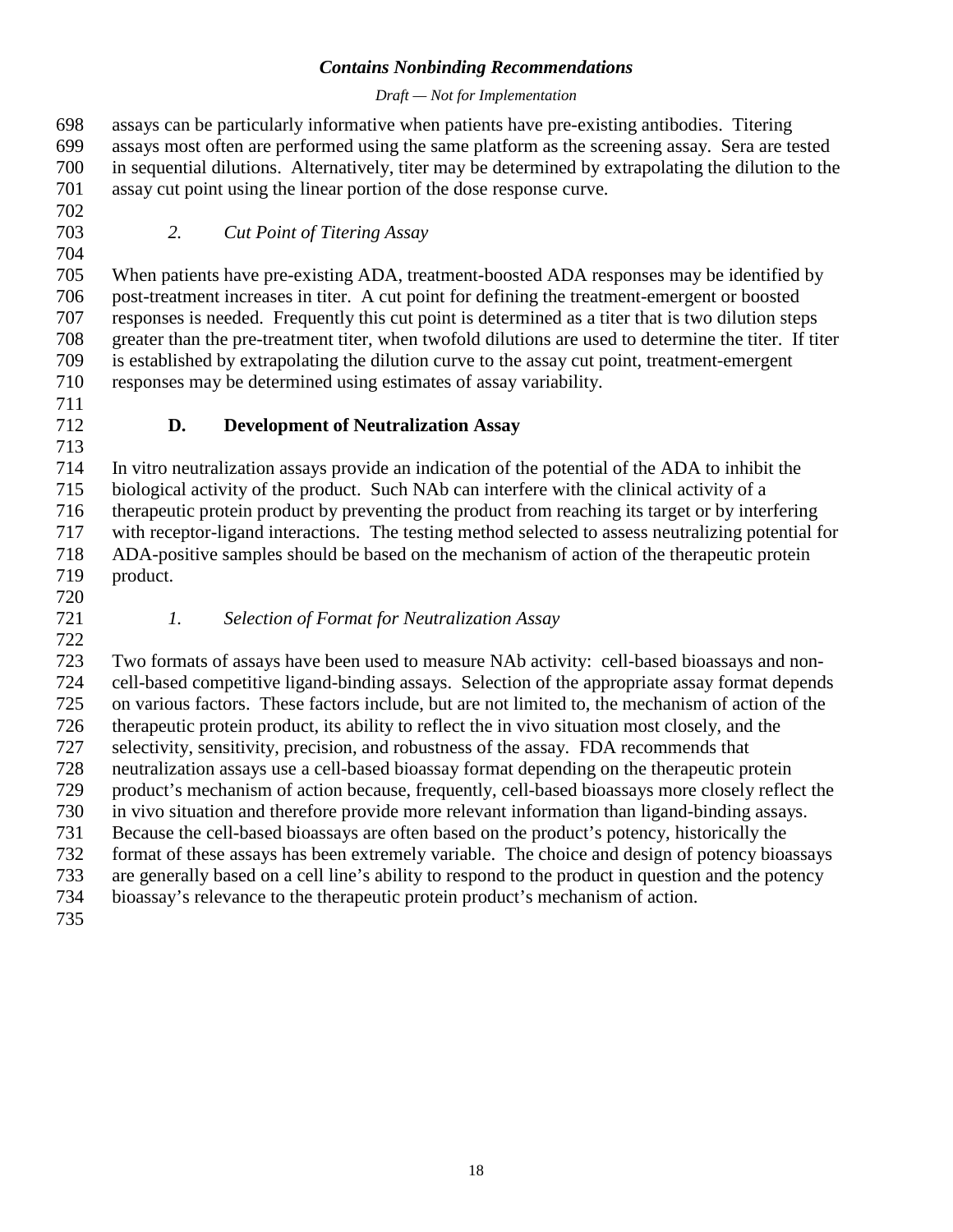assays can be particularly informative when patients have pre-existing antibodies. Titering assays most often are performed using the same platform as the screening assay. Sera are tested in sequential dilutions. Alternatively, titer may be determined by extrapolating the dilution to the assay cut point using the linear portion of the dose response curve.

#### *2. Cut Point of Titering Assay*

When patients have pre-existing ADA, treatment-boosted ADA responses may be identified by post-treatment increases in titer. A cut point for defining the treatment-emergent or boosted responses is needed. Frequently this cut point is determined as a titer that is two dilution steps greater than the pre-treatment titer, when twofold dilutions are used to determine the titer. If titer is established by extrapolating the dilution curve to the assay cut point, treatment-emergent responses may be determined using estimates of assay variability.

### **D. Development of Neutralization Assay**

In vitro neutralization assays provide an indication of the potential of the ADA to inhibit the biological activity of the product. Such NAb can interfere with the clinical activity of a therapeutic protein product by preventing the product from reaching its target or by interfering with receptor-ligand interactions. The testing method selected to assess neutralizing potential for ADA-positive samples should be based on the mechanism of action of the therapeutic protein product.

#### *1. Selection of Format for Neutralization Assay*

Two formats of assays have been used to measure NAb activity: cell-based bioassays and non-cell-based competitive ligand-binding assays. Selection of the appropriate assay format depends on various factors. These factors include, but are not limited to, the mechanism of action of the therapeutic protein product, its ability to reflect the in vivo situation most closely, and the selectivity, sensitivity, precision, and robustness of the assay. FDA recommends that neutralization assays use a cell-based bioassay format depending on the therapeutic protein product's mechanism of action because, frequently, cell-based bioassays more closely reflect the in vivo situation and therefore provide more relevant information than ligand-binding assays. Because the cell-based bioassays are often based on the product's potency, historically the format of these assays has been extremely variable. The choice and design of potency bioassays are generally based on a cell line's ability to respond to the product in question and the potency bioassay's relevance to the therapeutic protein product's mechanism of action.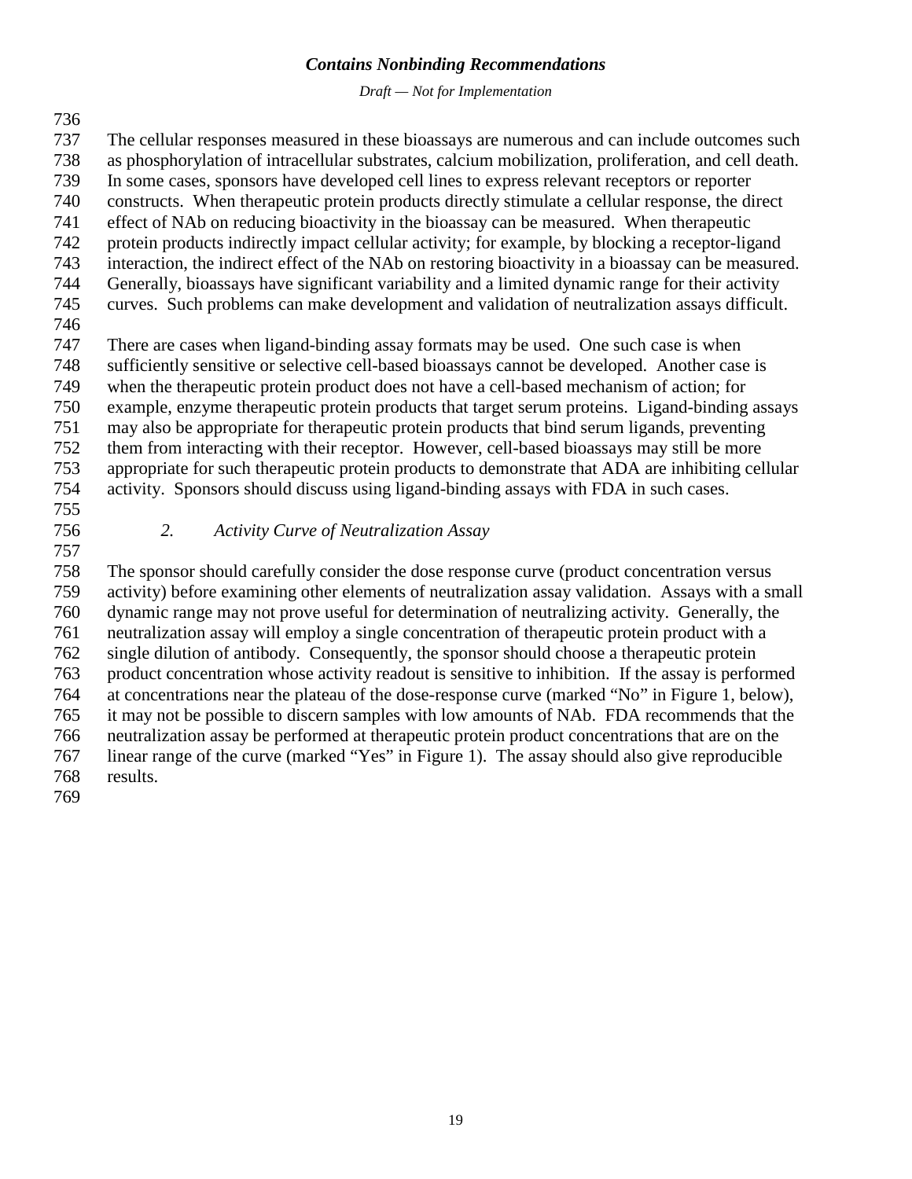The cellular responses measured in these bioassays are numerous and can include outcomes such as phosphorylation of intracellular substrates, calcium mobilization, proliferation, and cell death. In some cases, sponsors have developed cell lines to express relevant receptors or reporter constructs. When therapeutic protein products directly stimulate a cellular response, the direct effect of NAb on reducing bioactivity in the bioassay can be measured. When therapeutic protein products indirectly impact cellular activity; for example, by blocking a receptor-ligand interaction, the indirect effect of the NAb on restoring bioactivity in a bioassay can be measured. Generally, bioassays have significant variability and a limited dynamic range for their activity curves. Such problems can make development and validation of neutralization assays difficult.

There are cases when ligand-binding assay formats may be used. One such case is when sufficiently sensitive or selective cell-based bioassays cannot be developed. Another case is when the therapeutic protein product does not have a cell-based mechanism of action; for example, enzyme therapeutic protein products that target serum proteins. Ligand-binding assays may also be appropriate for therapeutic protein products that bind serum ligands, preventing them from interacting with their receptor. However, cell-based bioassays may still be more appropriate for such therapeutic protein products to demonstrate that ADA are inhibiting cellular activity. Sponsors should discuss using ligand-binding assays with FDA in such cases.

#### *2. Activity Curve of Neutralization Assay*

The sponsor should carefully consider the dose response curve (product concentration versus activity) before examining other elements of neutralization assay validation. Assays with a small dynamic range may not prove useful for determination of neutralizing activity. Generally, the neutralization assay will employ a single concentration of therapeutic protein product with a single dilution of antibody. Consequently, the sponsor should choose a therapeutic protein product concentration whose activity readout is sensitive to inhibition. If the assay is performed at concentrations near the plateau of the dose-response curve (marked "No" in Figure 1, below), it may not be possible to discern samples with low amounts of NAb. FDA recommends that the neutralization assay be performed at therapeutic protein product concentrations that are on the linear range of the curve (marked "Yes" in Figure 1). The assay should also give reproducible results.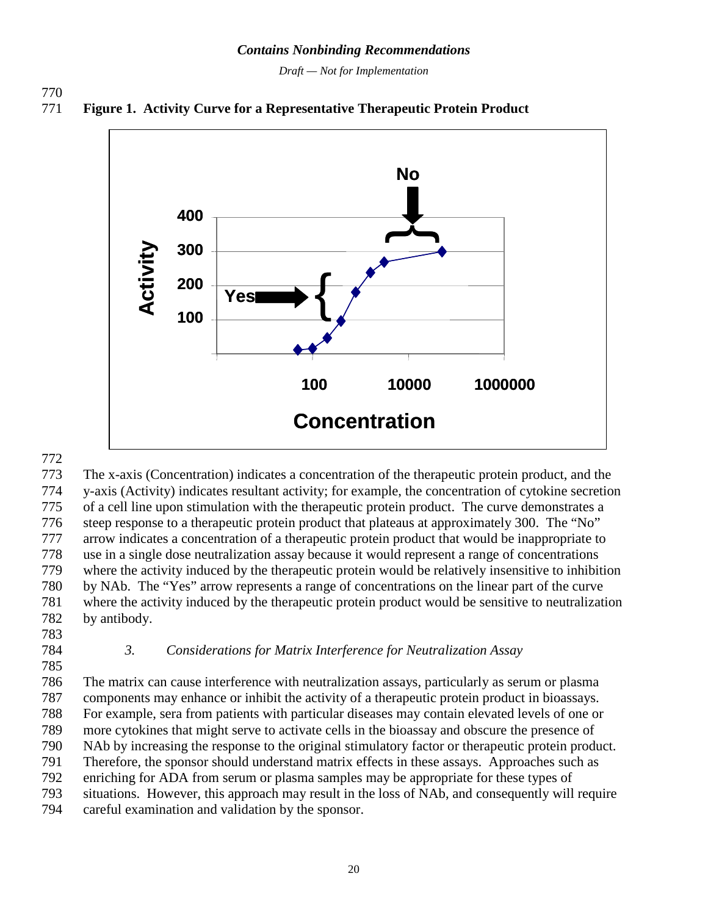**Figure 1. Activity Curve for a Representative Therapeutic Protein Product**

The x-axis (Concentration) indicates a concentration of the therapeutic protein product, and the y-axis (Activity) indicates resultant activity; for example, the concentration of cytokine secretion of a cell line upon stimulation with the therapeutic protein product. The curve demonstrates a steep response to a therapeutic protein product that plateaus at approximately 300. The "No" arrow indicates a concentration of a therapeutic protein product that would be inappropriate to use in a single dose neutralization assay because it would represent a range of concentrations where the activity induced by the therapeutic protein would be relatively insensitive to inhibition by NAb. The "Yes" arrow represents a range of concentrations on the linear part of the curve where the activity induced by the therapeutic protein product would be sensitive to neutralization by antibody.

### *3. Considerations for Matrix Interference for Neutralization Assay*

The matrix can cause interference with neutralization assays, particularly as serum or plasma components may enhance or inhibit the activity of a therapeutic protein product in bioassays. For example, sera from patients with particular diseases may contain elevated levels of one or more cytokines that might serve to activate cells in the bioassay and obscure the presence of NAb by increasing the response to the original stimulatory factor or therapeutic protein product. Therefore, the sponsor should understand matrix effects in these assays. Approaches such as enriching for ADA from serum or plasma samples may be appropriate for these types of situations. However, this approach may result in the loss of NAb, and consequently will require careful examination and validation by the sponsor.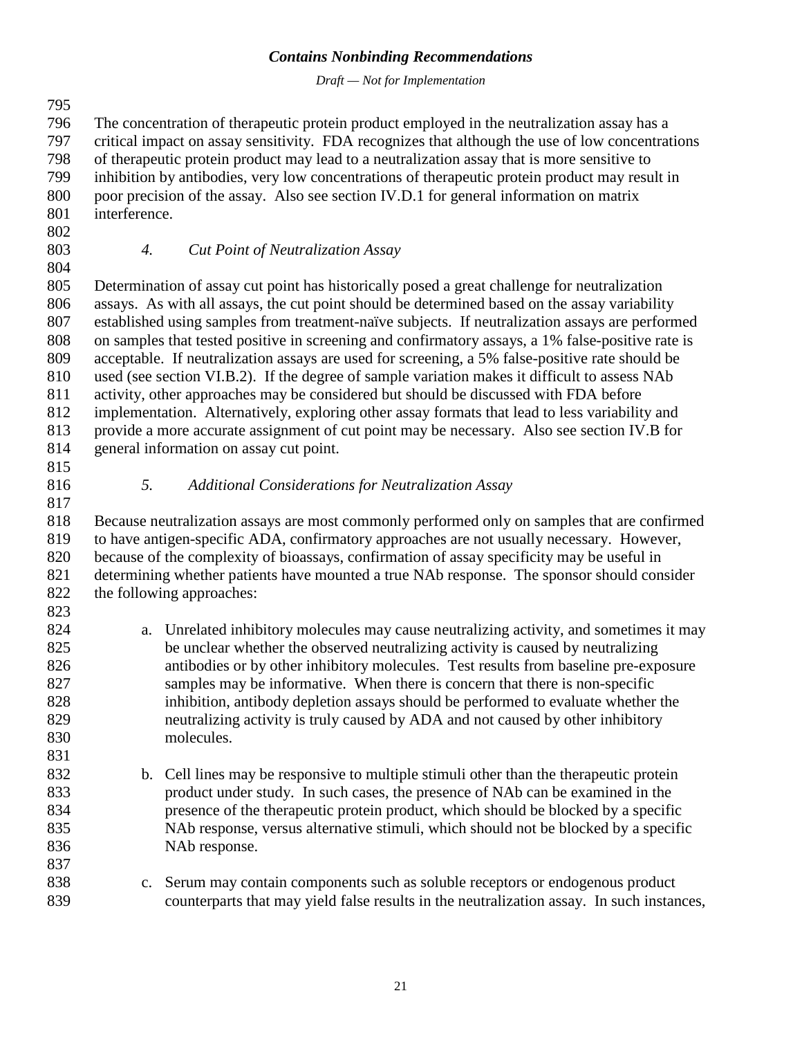The concentration of therapeutic protein product employed in the neutralization assay has a critical impact on assay sensitivity. FDA recognizes that although the use of low concentrations of therapeutic protein product may lead to a neutralization assay that is more sensitive to inhibition by antibodies, very low concentrations of therapeutic protein product may result in poor precision of the assay. Also see section IV.D.1 for general information on matrix interference.

#### *4. Cut Point of Neutralization Assay*

Determination of assay cut point has historically posed a great challenge for neutralization assays. As with all assays, the cut point should be determined based on the assay variability established using samples from treatment-naïve subjects. If neutralization assays are performed on samples that tested positive in screening and confirmatory assays, a 1% false-positive rate is acceptable. If neutralization assays are used for screening, a 5% false-positive rate should be used (see section VI.B.2). If the degree of sample variation makes it difficult to assess NAb activity, other approaches may be considered but should be discussed with FDA before implementation. Alternatively, exploring other assay formats that lead to less variability and provide a more accurate assignment of cut point may be necessary. Also see section IV.B for general information on assay cut point.

#### *5. Additional Considerations for Neutralization Assay*

Because neutralization assays are most commonly performed only on samples that are confirmed to have antigen-specific ADA, confirmatory approaches are not usually necessary. However, because of the complexity of bioassays, confirmation of assay specificity may be useful in determining whether patients have mounted a true NAb response. The sponsor should consider the following approaches:

a. Unrelated inhibitory molecules may cause neutralizing activity, and sometimes it may be unclear whether the observed neutralizing activity is caused by neutralizing antibodies or by other inhibitory molecules. Test results from baseline pre-exposure samples may be informative. When there is concern that there is non-specific inhibition, antibody depletion assays should be performed to evaluate whether the neutralizing activity is truly caused by ADA and not caused by other inhibitory molecules.

b. Cell lines may be responsive to multiple stimuli other than the therapeutic protein product under study. In such cases, the presence of NAb can be examined in the presence of the therapeutic protein product, which should be blocked by a specific NAb response, versus alternative stimuli, which should not be blocked by a specific NAb response.

c. Serum may contain components such as soluble receptors or endogenous product counterparts that may yield false results in the neutralization assay. In such instances,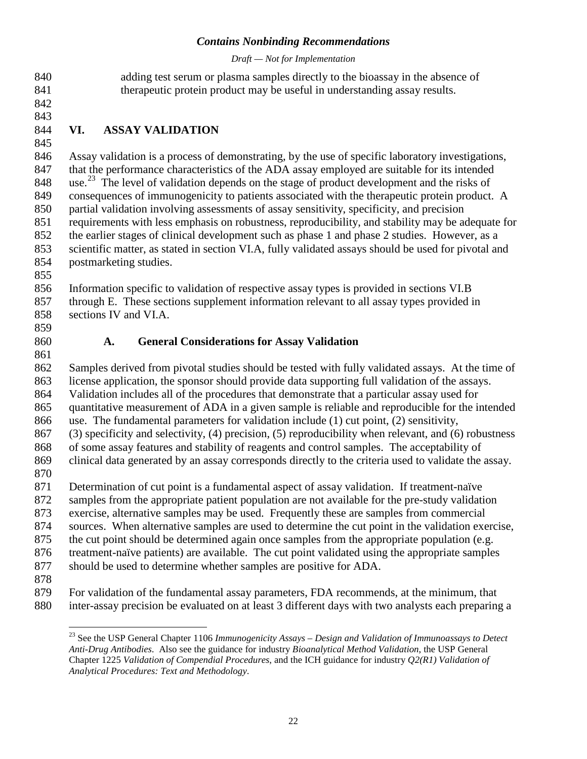adding test serum or plasma samples directly to the bioassay in the absence of therapeutic protein product may be useful in understanding assay results.

# VI. ASSAY VALIDATION

Assay validation is a process of demonstrating, by the use of specific laboratory investigations, that the performance characteristics of the ADA assay employed are suitable for its intended use.[23] The level of validation depends on the stage of product development and the risks of consequences of immunogenicity to patients associated with the therapeutic protein product. A partial validation involving assessments of assay sensitivity, specificity, and precision requirements with less emphasis on robustness, reproducibility, and stability may be adequate for the earlier stages of clinical development such as phase 1 and phase 2 studies. However, as a scientific matter, as stated in section VI.A, fully validated assays should be used for pivotal and postmarketing studies.

Information specific to validation of respective assay types is provided in sections VI.B through E. These sections supplement information relevant to all assay types provided in sections IV and VI.A.

## A. General Considerations for Assay Validation

Samples derived from pivotal studies should be tested with fully validated assays. At the time of license application, the sponsor should provide data supporting full validation of the assays. Validation includes all of the procedures that demonstrate that a particular assay used for quantitative measurement of ADA in a given sample is reliable and reproducible for the intended use. The fundamental parameters for validation include (1) cut point, (2) sensitivity, (3) specificity and selectivity, (4) precision, (5) reproducibility when relevant, and (6) robustness of some assay features and stability of reagents and control samples. The acceptability of clinical data generated by an assay corresponds directly to the criteria used to validate the assay.

Determination of cut point is a fundamental aspect of assay validation. If treatment-naïve samples from the appropriate patient population are not available for the pre-study validation exercise, alternative samples may be used. Frequently these are samples from commercial sources. When alternative samples are used to determine the cut point in the validation exercise, the cut point should be determined again once samples from the appropriate population (e.g. treatment-naïve patients) are available. The cut point validated using the appropriate samples should be used to determine whether samples are positive for ADA.

For validation of the fundamental assay parameters, FDA recommends, at the minimum, that inter-assay precision be evaluated on at least 3 different days with two analysts each preparing a

[23] See the USP General Chapter 1106 *Immunogenicity Assays – Design and Validation of Immunoassays to Detect Anti-Drug Antibodies*. Also see the guidance for industry *Bioanalytical Method Validation*, the USP General Chapter 1225 *Validation of Compendial Procedures*, and the ICH guidance for industry *Q2(R1) Validation of Analytical Procedures: Text and Methodology*.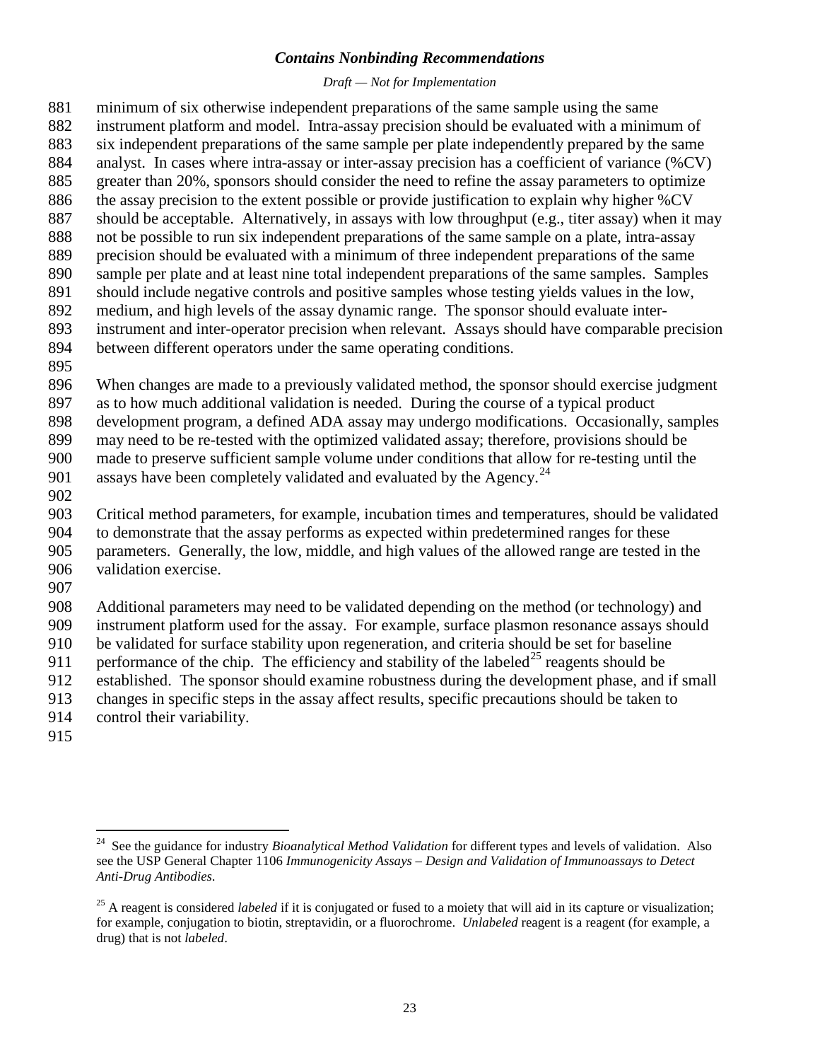minimum of six otherwise independent preparations of the same sample using the same instrument platform and model. Intra-assay precision should be evaluated with a minimum of six independent preparations of the same sample per plate independently prepared by the same analyst. In cases where intra-assay or inter-assay precision has a coefficient of variance (%CV) greater than 20%, sponsors should consider the need to refine the assay parameters to optimize the assay precision to the extent possible or provide justification to explain why higher %CV should be acceptable. Alternatively, in assays with low throughput (e.g., titer assay) when it may not be possible to run six independent preparations of the same sample on a plate, intra-assay precision should be evaluated with a minimum of three independent preparations of the same sample per plate and at least nine total independent preparations of the same samples. Samples should include negative controls and positive samples whose testing yields values in the low, medium, and high levels of the assay dynamic range. The sponsor should evaluate inter-instrument and inter-operator precision when relevant. Assays should have comparable precision between different operators under the same operating conditions.

When changes are made to a previously validated method, the sponsor should exercise judgment as to how much additional validation is needed. During the course of a typical product development program, a defined ADA assay may undergo modifications. Occasionally, samples may need to be re-tested with the optimized validated assay; therefore, provisions should be made to preserve sufficient sample volume under conditions that allow for re-testing until the assays have been completely validated and evaluated by the Agency.[24]

Critical method parameters, for example, incubation times and temperatures, should be validated to demonstrate that the assay performs as expected within predetermined ranges for these parameters. Generally, the low, middle, and high values of the allowed range are tested in the validation exercise.

Additional parameters may need to be validated depending on the method (or technology) and instrument platform used for the assay. For example, surface plasmon resonance assays should be validated for surface stability upon regeneration, and criteria should be set for baseline performance of the chip. The efficiency and stability of the labeled[25] reagents should be established. The sponsor should examine robustness during the development phase, and if small changes in specific steps in the assay affect results, specific precautions should be taken to control their variability.

---

[24] See the guidance for industry *Bioanalytical Method Validation* for different types and levels of validation. Also see the USP General Chapter 1106 *Immunogenicity Assays – Design and Validation of Immunoassays to Detect Anti-Drug Antibodies*.

[25] A reagent is considered *labeled* if it is conjugated or fused to a moiety that will aid in its capture or visualization; for example, conjugation to biotin, streptavidin, or a fluorochrome. *Unlabeled* reagent is a reagent (for example, a drug) that is not *labeled*.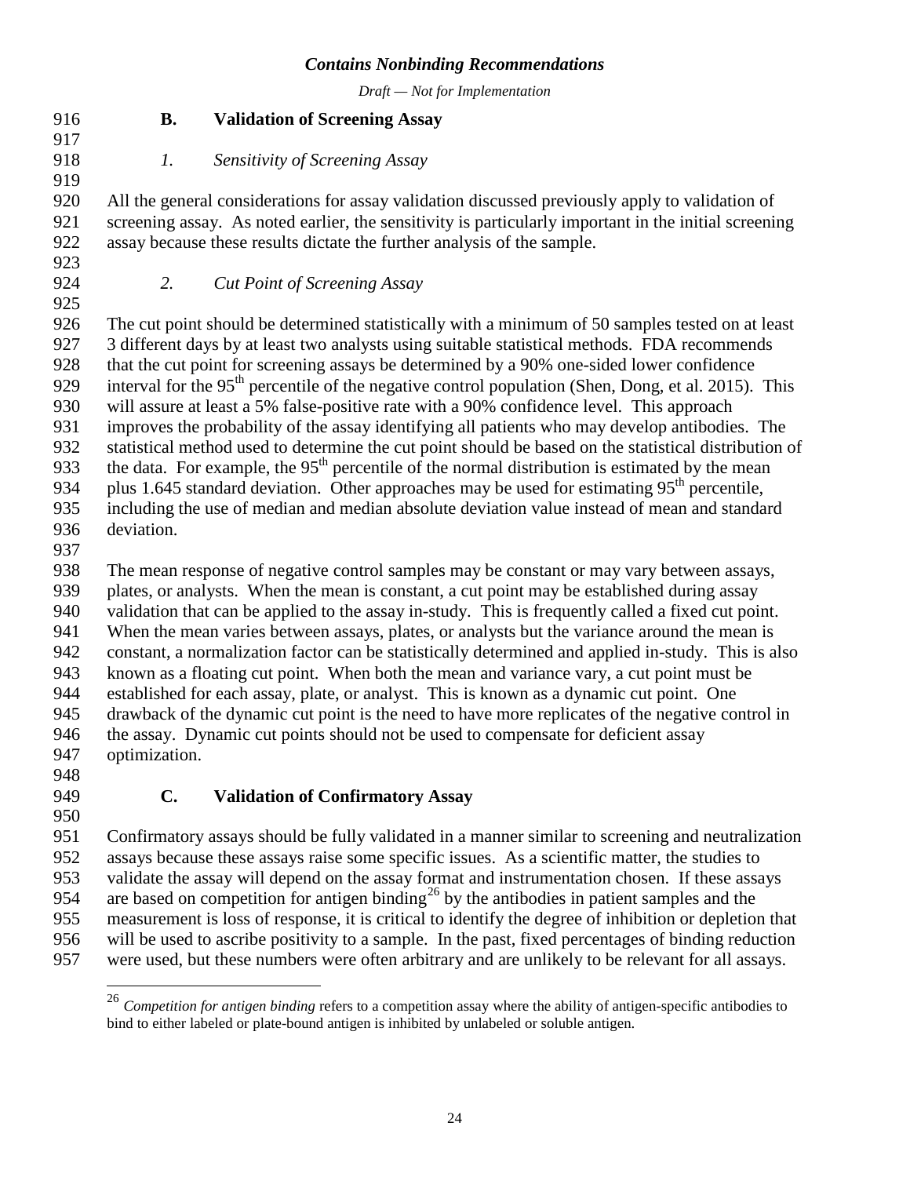### B. Validation of Screening Assay

#### *1. Sensitivity of Screening Assay*

All the general considerations for assay validation discussed previously apply to validation of screening assay. As noted earlier, the sensitivity is particularly important in the initial screening assay because these results dictate the further analysis of the sample.

#### *2. Cut Point of Screening Assay*

The cut point should be determined statistically with a minimum of 50 samples tested on at least 3 different days by at least two analysts using suitable statistical methods. FDA recommends that the cut point for screening assays be determined by a 90% one-sided lower confidence interval for the 95th percentile of the negative control population (Shen, Dong, et al. 2015). This will assure at least a 5% false-positive rate with a 90% confidence level. This approach improves the probability of the assay identifying all patients who may develop antibodies. The statistical method used to determine the cut point should be based on the statistical distribution of the data. For example, the 95th percentile of the normal distribution is estimated by the mean plus 1.645 standard deviation. Other approaches may be used for estimating 95th percentile, including the use of median and median absolute deviation value instead of mean and standard deviation.

The mean response of negative control samples may be constant or may vary between assays, plates, or analysts. When the mean is constant, a cut point may be established during assay validation that can be applied to the assay in-study. This is frequently called a fixed cut point. When the mean varies between assays, plates, or analysts but the variance around the mean is constant, a normalization factor can be statistically determined and applied in-study. This is also known as a floating cut point. When both the mean and variance vary, a cut point must be established for each assay, plate, or analyst. This is known as a dynamic cut point. One drawback of the dynamic cut point is the need to have more replicates of the negative control in the assay. Dynamic cut points should not be used to compensate for deficient assay optimization.

### C. Validation of Confirmatory Assay

Confirmatory assays should be fully validated in a manner similar to screening and neutralization assays because these assays raise some specific issues. As a scientific matter, the studies to validate the assay will depend on the assay format and instrumentation chosen. If these assays are based on competition for antigen binding[26] by the antibodies in patient samples and the measurement is loss of response, it is critical to identify the degree of inhibition or depletion that will be used to ascribe positivity to a sample. In the past, fixed percentages of binding reduction were used, but these numbers were often arbitrary and are unlikely to be relevant for all assays.

---

[26] *Competition for antigen binding* refers to a competition assay where the ability of antigen-specific antibodies to bind to either labeled or plate-bound antigen is inhibited by unlabeled or soluble antigen.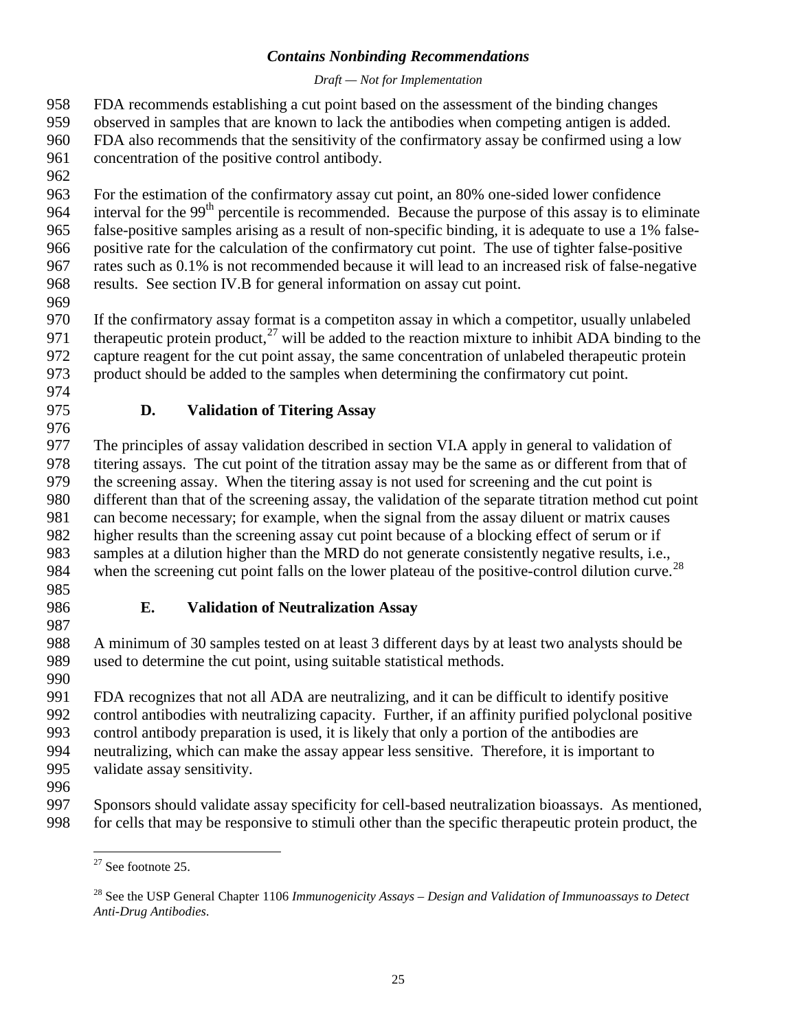FDA recommends establishing a cut point based on the assessment of the binding changes observed in samples that are known to lack the antibodies when competing antigen is added. FDA also recommends that the sensitivity of the confirmatory assay be confirmed using a low concentration of the positive control antibody.

For the estimation of the confirmatory assay cut point, an 80% one-sided lower confidence interval for the 99$^{th}$ percentile is recommended. Because the purpose of this assay is to eliminate false-positive samples arising as a result of non-specific binding, it is adequate to use a 1% false-positive rate for the calculation of the confirmatory cut point. The use of tighter false-positive rates such as 0.1% is not recommended because it will lead to an increased risk of false-negative results. See section IV.B for general information on assay cut point.

If the confirmatory assay format is a competiton assay in which a competitor, usually unlabeled therapeutic protein product,[27] will be added to the reaction mixture to inhibit ADA binding to the capture reagent for the cut point assay, the same concentration of unlabeled therapeutic protein product should be added to the samples when determining the confirmatory cut point.

### D. Validation of Titering Assay

The principles of assay validation described in section VI.A apply in general to validation of titering assays. The cut point of the titration assay may be the same as or different from that of the screening assay. When the titering assay is not used for screening and the cut point is different than that of the screening assay, the validation of the separate titration method cut point can become necessary; for example, when the signal from the assay diluent or matrix causes higher results than the screening assay cut point because of a blocking effect of serum or if samples at a dilution higher than the MRD do not generate consistently negative results, i.e., when the screening cut point falls on the lower plateau of the positive-control dilution curve.[28]

### E. Validation of Neutralization Assay

A minimum of 30 samples tested on at least 3 different days by at least two analysts should be used to determine the cut point, using suitable statistical methods.

FDA recognizes that not all ADA are neutralizing, and it can be difficult to identify positive control antibodies with neutralizing capacity. Further, if an affinity purified polyclonal positive control antibody preparation is used, it is likely that only a portion of the antibodies are neutralizing, which can make the assay appear less sensitive. Therefore, it is important to validate assay sensitivity.

Sponsors should validate assay specificity for cell-based neutralization bioassays. As mentioned, for cells that may be responsive to stimuli other than the specific therapeutic protein product, the

---

[27] See footnote 25.

[28] See the USP General Chapter 1106 *Immunogenicity Assays – Design and Validation of Immunoassays to Detect Anti-Drug Antibodies*.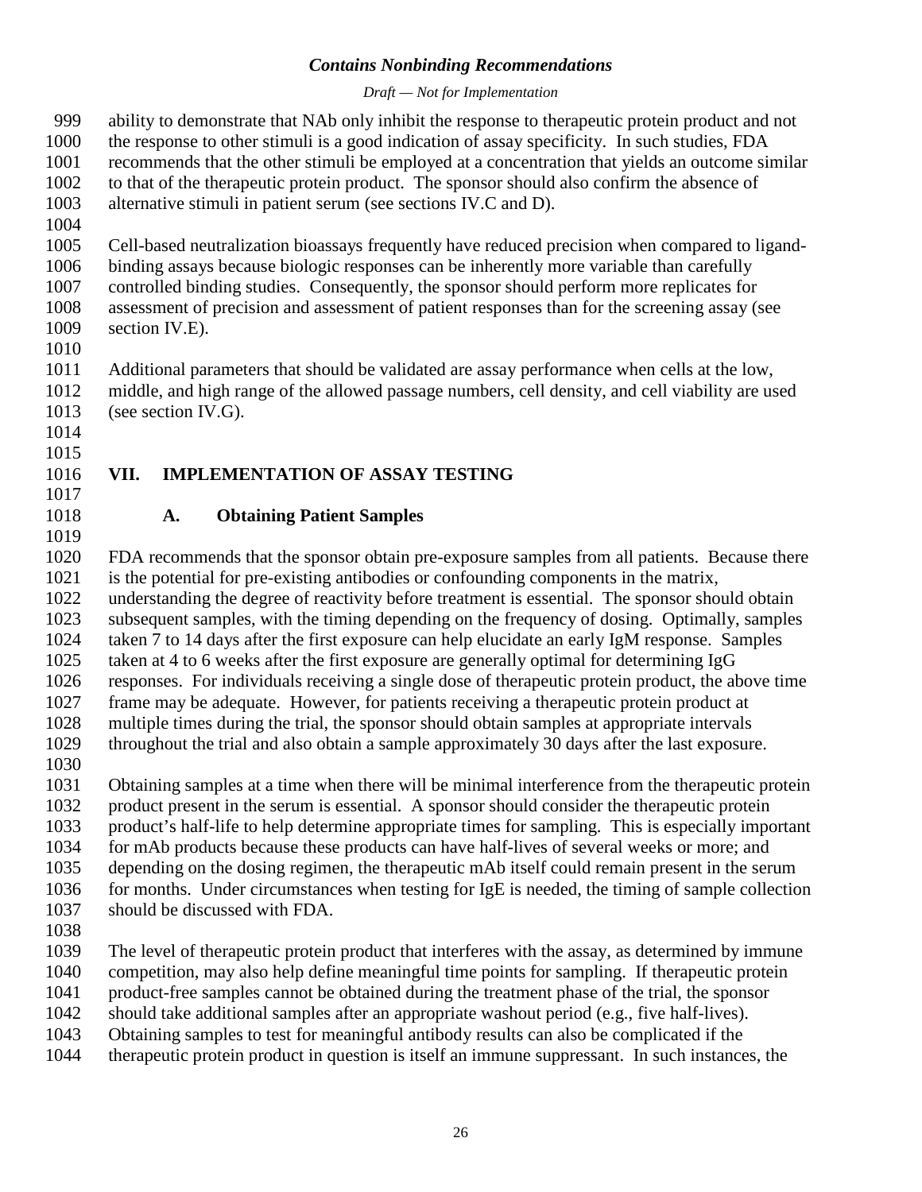ability to demonstrate that NAb only inhibit the response to therapeutic protein product and not the response to other stimuli is a good indication of assay specificity. In such studies, FDA recommends that the other stimuli be employed at a concentration that yields an outcome similar to that of the therapeutic protein product. The sponsor should also confirm the absence of alternative stimuli in patient serum (see sections IV.C and D).

Cell-based neutralization bioassays frequently have reduced precision when compared to ligand-binding assays because biologic responses can be inherently more variable than carefully controlled binding studies. Consequently, the sponsor should perform more replicates for assessment of precision and assessment of patient responses than for the screening assay (see section IV.E).

Additional parameters that should be validated are assay performance when cells at the low, middle, and high range of the allowed passage numbers, cell density, and cell viability are used (see section IV.G).

## VII. IMPLEMENTATION OF ASSAY TESTING

### A. Obtaining Patient Samples

FDA recommends that the sponsor obtain pre-exposure samples from all patients. Because there is the potential for pre-existing antibodies or confounding components in the matrix, understanding the degree of reactivity before treatment is essential. The sponsor should obtain subsequent samples, with the timing depending on the frequency of dosing. Optimally, samples taken 7 to 14 days after the first exposure can help elucidate an early IgM response. Samples taken at 4 to 6 weeks after the first exposure are generally optimal for determining IgG responses. For individuals receiving a single dose of therapeutic protein product, the above time frame may be adequate. However, for patients receiving a therapeutic protein product at multiple times during the trial, the sponsor should obtain samples at appropriate intervals throughout the trial and also obtain a sample approximately 30 days after the last exposure.

Obtaining samples at a time when there will be minimal interference from the therapeutic protein product present in the serum is essential. A sponsor should consider the therapeutic protein product's half-life to help determine appropriate times for sampling. This is especially important for mAb products because these products can have half-lives of several weeks or more; and depending on the dosing regimen, the therapeutic mAb itself could remain present in the serum for months. Under circumstances when testing for IgE is needed, the timing of sample collection should be discussed with FDA.

The level of therapeutic protein product that interferes with the assay, as determined by immune competition, may also help define meaningful time points for sampling. If therapeutic protein product-free samples cannot be obtained during the treatment phase of the trial, the sponsor should take additional samples after an appropriate washout period (e.g., five half-lives). Obtaining samples to test for meaningful antibody results can also be complicated if the therapeutic protein product in question is itself an immune suppressant. In such instances, the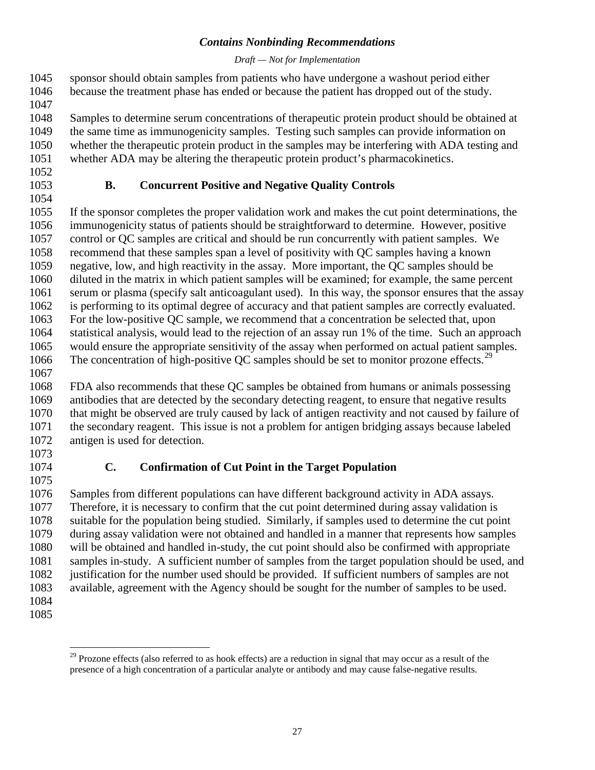sponsor should obtain samples from patients who have undergone a washout period either because the treatment phase has ended or because the patient has dropped out of the study.

Samples to determine serum concentrations of therapeutic protein product should be obtained at the same time as immunogenicity samples. Testing such samples can provide information on whether the therapeutic protein product in the samples may be interfering with ADA testing and whether ADA may be altering the therapeutic protein product's pharmacokinetics.

### B. Concurrent Positive and Negative Quality Controls

If the sponsor completes the proper validation work and makes the cut point determinations, the immunogenicity status of patients should be straightforward to determine. However, positive control or QC samples are critical and should be run concurrently with patient samples. We recommend that these samples span a level of positivity with QC samples having a known negative, low, and high reactivity in the assay. More important, the QC samples should be diluted in the matrix in which patient samples will be examined; for example, the same percent serum or plasma (specify salt anticoagulant used). In this way, the sponsor ensures that the assay is performing to its optimal degree of accuracy and that patient samples are correctly evaluated. For the low-positive QC sample, we recommend that a concentration be selected that, upon statistical analysis, would lead to the rejection of an assay run 1% of the time. Such an approach would ensure the appropriate sensitivity of the assay when performed on actual patient samples. The concentration of high-positive QC samples should be set to monitor prozone effects.[29]

FDA also recommends that these QC samples be obtained from humans or animals possessing antibodies that are detected by the secondary detecting reagent, to ensure that negative results that might be observed are truly caused by lack of antigen reactivity and not caused by failure of the secondary reagent. This issue is not a problem for antigen bridging assays because labeled antigen is used for detection.

### C. Confirmation of Cut Point in the Target Population

Samples from different populations can have different background activity in ADA assays. Therefore, it is necessary to confirm that the cut point determined during assay validation is suitable for the population being studied. Similarly, if samples used to determine the cut point during assay validation were not obtained and handled in a manner that represents how samples will be obtained and handled in-study, the cut point should also be confirmed with appropriate samples in-study. A sufficient number of samples from the target population should be used, and justification for the number used should be provided. If sufficient numbers of samples are not available, agreement with the Agency should be sought for the number of samples to be used.

---

[29] Prozone effects (also referred to as hook effects) are a reduction in signal that may occur as a result of the presence of a high concentration of a particular analyte or antibody and may cause false-negative results.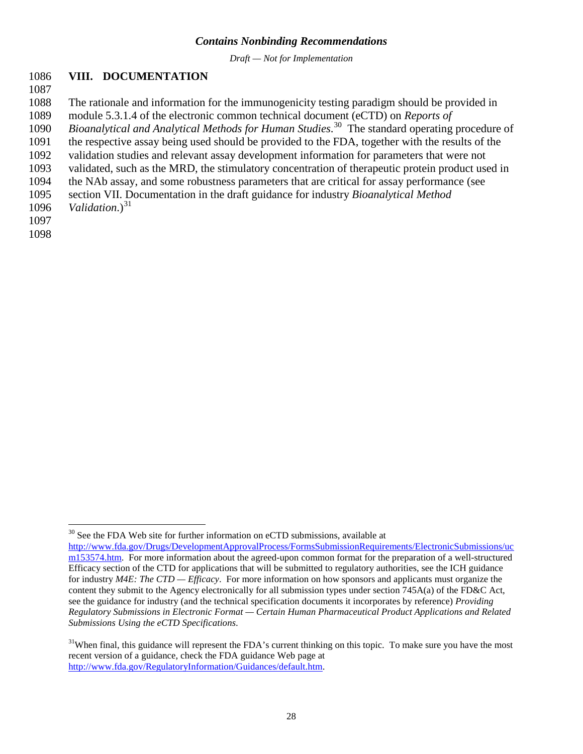## VIII. DOCUMENTATION

The rationale and information for the immunogenicity testing paradigm should be provided in module 5.3.1.4 of the electronic common technical document (eCTD) on *Reports of Bioanalytical and Analytical Methods for Human Studies*.[30] The standard operating procedure of the respective assay being used should be provided to the FDA, together with the results of the validation studies and relevant assay development information for parameters that were not validated, such as the MRD, the stimulatory concentration of therapeutic protein product used in the NAb assay, and some robustness parameters that are critical for assay performance (see section VII. Documentation in the draft guidance for industry *Bioanalytical Method Validation*.)[31]

---

[30] See the FDA Web site for further information on eCTD submissions, available at http://www.fda.gov/Drugs/DevelopmentApprovalProcess/FormsSubmissionRequirements/ElectronicSubmissions/ucm153574.htm. For more information about the agreed-upon common format for the preparation of a well-structured Efficacy section of the CTD for applications that will be submitted to regulatory authorities, see the ICH guidance for industry *M4E: The CTD — Efficacy*. For more information on how sponsors and applicants must organize the content they submit to the Agency electronically for all submission types under section 745A(a) of the FD&C Act, see the guidance for industry (and the technical specification documents it incorporates by reference) *Providing Regulatory Submissions in Electronic Format — Certain Human Pharmaceutical Product Applications and Related Submissions Using the eCTD Specifications*.

[31] When final, this guidance will represent the FDA's current thinking on this topic. To make sure you have the most recent version of a guidance, check the FDA guidance Web page at http://www.fda.gov/RegulatoryInformation/Guidances/default.htm.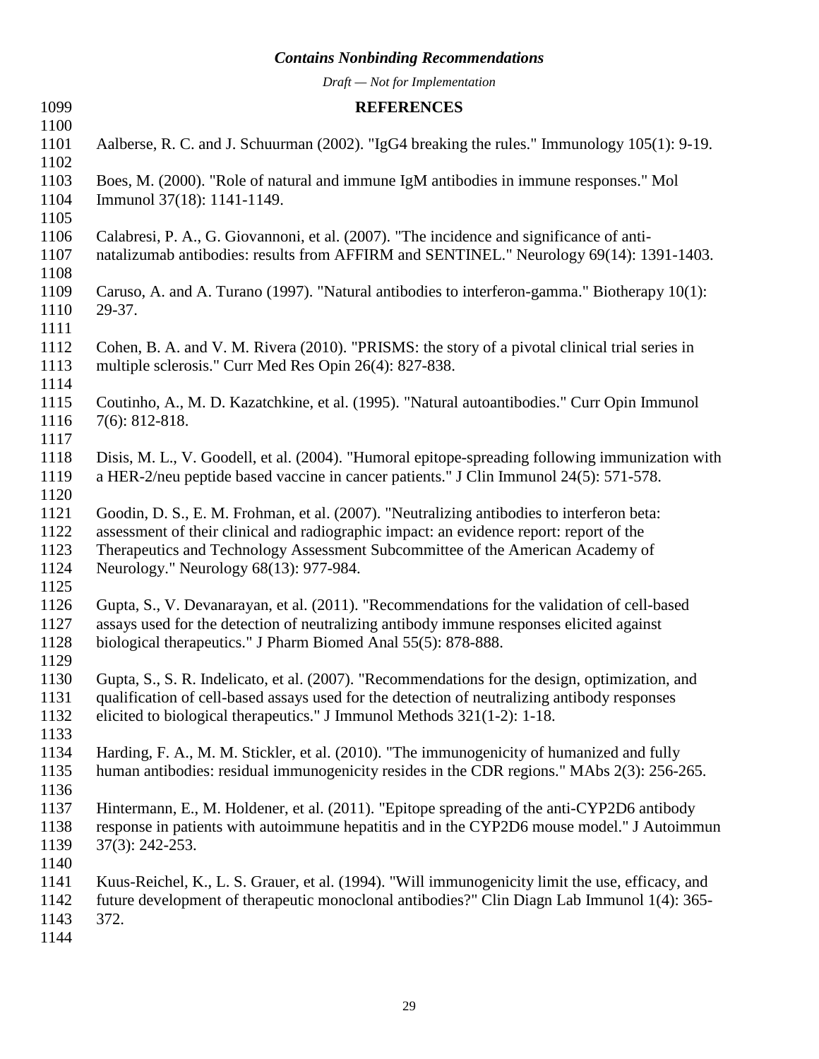## REFERENCES

Aalberse, R. C. and J. Schuurman (2002). "IgG4 breaking the rules." Immunology 105(1): 9-19.

Boes, M. (2000). "Role of natural and immune IgM antibodies in immune responses." Mol Immunol 37(18): 1141-1149.

Calabresi, P. A., G. Giovannoni, et al. (2007). "The incidence and significance of anti-natalizumab antibodies: results from AFFIRM and SENTINEL." Neurology 69(14): 1391-1403.

Caruso, A. and A. Turano (1997). "Natural antibodies to interferon-gamma." Biotherapy 10(1): 29-37.

Cohen, B. A. and V. M. Rivera (2010). "PRISMS: the story of a pivotal clinical trial series in multiple sclerosis." Curr Med Res Opin 26(4): 827-838.

Coutinho, A., M. D. Kazatchkine, et al. (1995). "Natural autoantibodies." Curr Opin Immunol 7(6): 812-818.

Disis, M. L., V. Goodell, et al. (2004). "Humoral epitope-spreading following immunization with a HER-2/neu peptide based vaccine in cancer patients." J Clin Immunol 24(5): 571-578.

Goodin, D. S., E. M. Frohman, et al. (2007). "Neutralizing antibodies to interferon beta: assessment of their clinical and radiographic impact: an evidence report: report of the Therapeutics and Technology Assessment Subcommittee of the American Academy of Neurology." Neurology 68(13): 977-984.

Gupta, S., V. Devanarayan, et al. (2011). "Recommendations for the validation of cell-based assays used for the detection of neutralizing antibody immune responses elicited against biological therapeutics." J Pharm Biomed Anal 55(5): 878-888.

Gupta, S., S. R. Indelicato, et al. (2007). "Recommendations for the design, optimization, and qualification of cell-based assays used for the detection of neutralizing antibody responses elicited to biological therapeutics." J Immunol Methods 321(1-2): 1-18.

Harding, F. A., M. M. Stickler, et al. (2010). "The immunogenicity of humanized and fully human antibodies: residual immunogenicity resides in the CDR regions." MAbs 2(3): 256-265.

Hintermann, E., M. Holdener, et al. (2011). "Epitope spreading of the anti-CYP2D6 antibody response in patients with autoimmune hepatitis and in the CYP2D6 mouse model." J Autoimmun 37(3): 242-253.

Kuus-Reichel, K., L. S. Grauer, et al. (1994). "Will immunogenicity limit the use, efficacy, and future development of therapeutic monoclonal antibodies?" Clin Diagn Lab Immunol 1(4): 365-372.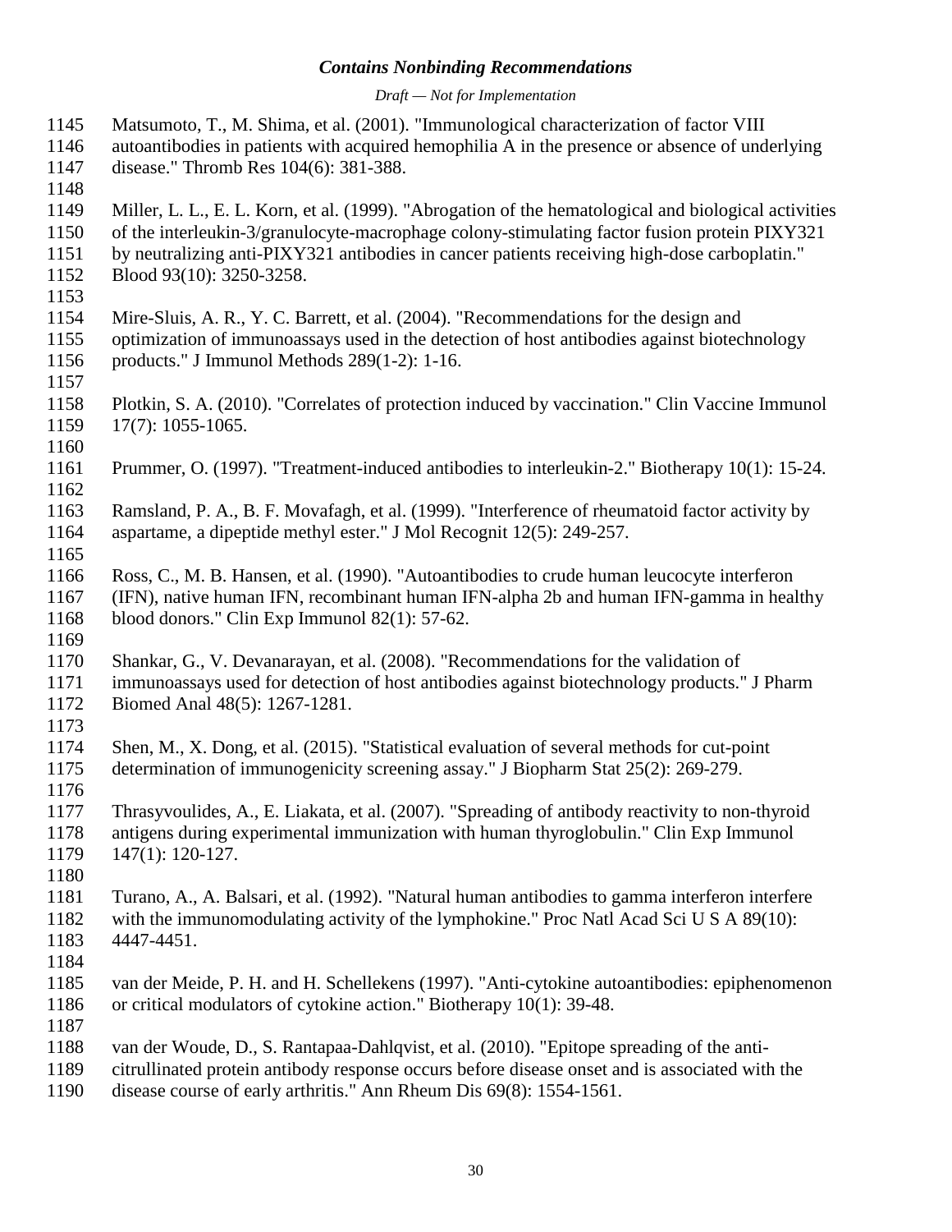Matsumoto, T., M. Shima, et al. (2001). "Immunological characterization of factor VIII autoantibodies in patients with acquired hemophilia A in the presence or absence of underlying disease." Thromb Res 104(6): 381-388.

Miller, L. L., E. L. Korn, et al. (1999). "Abrogation of the hematological and biological activities of the interleukin-3/granulocyte-macrophage colony-stimulating factor fusion protein PIXY321 by neutralizing anti-PIXY321 antibodies in cancer patients receiving high-dose carboplatin." Blood 93(10): 3250-3258.

Mire-Sluis, A. R., Y. C. Barrett, et al. (2004). "Recommendations for the design and optimization of immunoassays used in the detection of host antibodies against biotechnology products." J Immunol Methods 289(1-2): 1-16.

Plotkin, S. A. (2010). "Correlates of protection induced by vaccination." Clin Vaccine Immunol 17(7): 1055-1065.

Prummer, O. (1997). "Treatment-induced antibodies to interleukin-2." Biotherapy 10(1): 15-24.

Ramsland, P. A., B. F. Movafagh, et al. (1999). "Interference of rheumatoid factor activity by aspartame, a dipeptide methyl ester." J Mol Recognit 12(5): 249-257.

Ross, C., M. B. Hansen, et al. (1990). "Autoantibodies to crude human leucocyte interferon (IFN), native human IFN, recombinant human IFN-alpha 2b and human IFN-gamma in healthy blood donors." Clin Exp Immunol 82(1): 57-62.

Shankar, G., V. Devanarayan, et al. (2008). "Recommendations for the validation of immunoassays used for detection of host antibodies against biotechnology products." J Pharm Biomed Anal 48(5): 1267-1281.

Shen, M., X. Dong, et al. (2015). "Statistical evaluation of several methods for cut-point determination of immunogenicity screening assay." J Biopharm Stat 25(2): 269-279.

Thrasyvoulides, A., E. Liakata, et al. (2007). "Spreading of antibody reactivity to non-thyroid antigens during experimental immunization with human thyroglobulin." Clin Exp Immunol 147(1): 120-127.

Turano, A., A. Balsari, et al. (1992). "Natural human antibodies to gamma interferon interfere with the immunomodulating activity of the lymphokine." Proc Natl Acad Sci U S A 89(10): 4447-4451.

van der Meide, P. H. and H. Schellekens (1997). "Anti-cytokine autoantibodies: epiphenomenon or critical modulators of cytokine action." Biotherapy 10(1): 39-48.

van der Woude, D., S. Rantapaa-Dahlqvist, et al. (2010). "Epitope spreading of the anti-citrullinated protein antibody response occurs before disease onset and is associated with the disease course of early arthritis." Ann Rheum Dis 69(8): 1554-1561.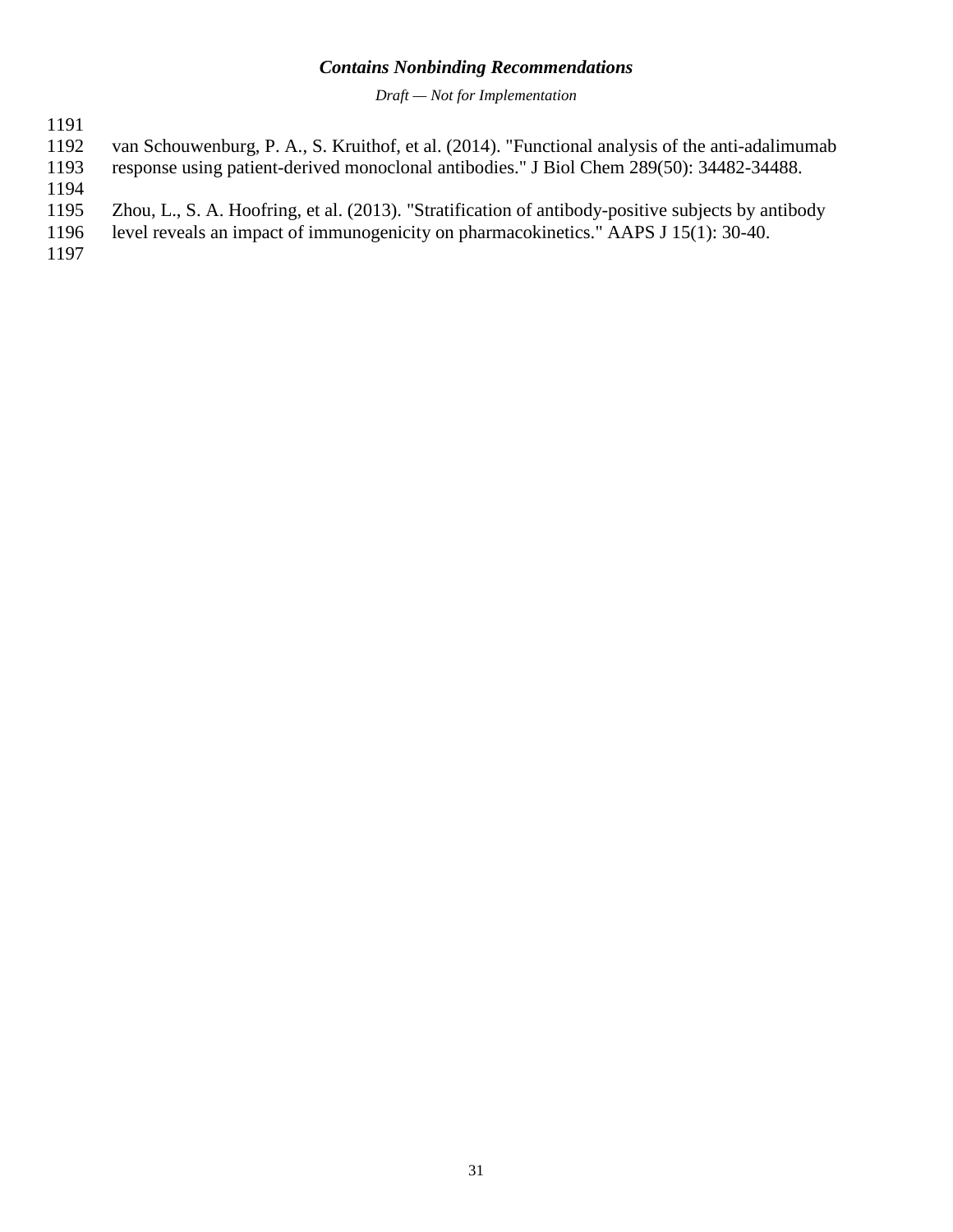van Schouwenburg, P. A., S. Kruithof, et al. (2014). "Functional analysis of the anti-adalimumab response using patient-derived monoclonal antibodies." J Biol Chem 289(50): 34482-34488.

Zhou, L., S. A. Hoofring, et al. (2013). "Stratification of antibody-positive subjects by antibody level reveals an impact of immunogenicity on pharmacokinetics." AAPS J 15(1): 30-40.